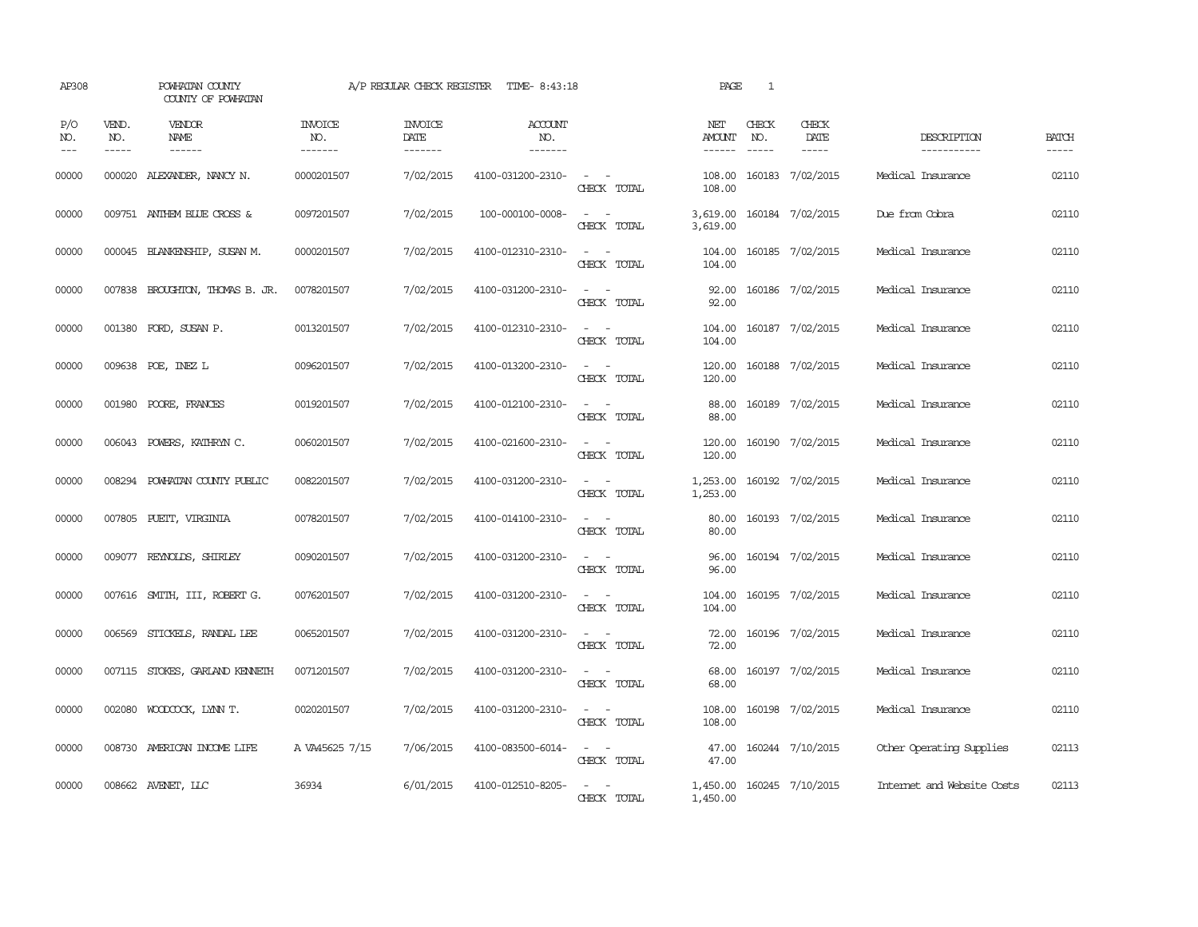AP308 POWHATAN COUNTY A/P REGULAR CHECK REGISTER TIME- 8:43:18 PAGE 1

COUNTY OF POWHATAN

| P/O NO. | VEND. NO. | VENDOR NAME | INVOICE NO. | INVOICE DATE | ACCOUNT NO. | | NET AMOUNT | CHECK NO. | CHECK DATE | DESCRIPTION | BATCH |
|---|---|---|---|---|---|---|---|---|---|---|---|
| 00000 | 000020 | ALEXANDER, NANCY N. | 0000201507 | 7/02/2015 | 4100-031200-2310- | - - | 108.00 | 160183 | 7/02/2015 | Medical Insurance | 02110 |
| | | | | | | CHECK TOTAL | 108.00 | | | | |
| 00000 | 009751 | ANTHEM BLUE CROSS & | 0097201507 | 7/02/2015 | 100-000100-0008- | - - | 3,619.00 | 160184 | 7/02/2015 | Due from Cobra | 02110 |
| | | | | | | CHECK TOTAL | 3,619.00 | | | | |
| 00000 | 000045 | BLANKENSHIP, SUSAN M. | 0000201507 | 7/02/2015 | 4100-012310-2310- | - - | 104.00 | 160185 | 7/02/2015 | Medical Insurance | 02110 |
| | | | | | | CHECK TOTAL | 104.00 | | | | |
| 00000 | 007838 | BROUGHTON, THOMAS B. JR. | 0078201507 | 7/02/2015 | 4100-031200-2310- | - - | 92.00 | 160186 | 7/02/2015 | Medical Insurance | 02110 |
| | | | | | | CHECK TOTAL | 92.00 | | | | |
| 00000 | 001380 | FORD, SUSAN P. | 0013201507 | 7/02/2015 | 4100-012310-2310- | - - | 104.00 | 160187 | 7/02/2015 | Medical Insurance | 02110 |
| | | | | | | CHECK TOTAL | 104.00 | | | | |
| 00000 | 009638 | POE, INEZ L | 0096201507 | 7/02/2015 | 4100-013200-2310- | - - | 120.00 | 160188 | 7/02/2015 | Medical Insurance | 02110 |
| | | | | | | CHECK TOTAL | 120.00 | | | | |
| 00000 | 001980 | POORE, FRANCES | 0019201507 | 7/02/2015 | 4100-012100-2310- | - - | 88.00 | 160189 | 7/02/2015 | Medical Insurance | 02110 |
| | | | | | | CHECK TOTAL | 88.00 | | | | |
| 00000 | 006043 | POWERS, KATHRYN C. | 0060201507 | 7/02/2015 | 4100-021600-2310- | - - | 120.00 | 160190 | 7/02/2015 | Medical Insurance | 02110 |
| | | | | | | CHECK TOTAL | 120.00 | | | | |
| 00000 | 008294 | POWHATAN COUNTY PUBLIC | 0082201507 | 7/02/2015 | 4100-031200-2310- | - - | 1,253.00 | 160192 | 7/02/2015 | Medical Insurance | 02110 |
| | | | | | | CHECK TOTAL | 1,253.00 | | | | |
| 00000 | 007805 | PUETT, VIRGINIA | 0078201507 | 7/02/2015 | 4100-014100-2310- | - - | 80.00 | 160193 | 7/02/2015 | Medical Insurance | 02110 |
| | | | | | | CHECK TOTAL | 80.00 | | | | |
| 00000 | 009077 | REYNOLDS, SHIRLEY | 0090201507 | 7/02/2015 | 4100-031200-2310- | - - | 96.00 | 160194 | 7/02/2015 | Medical Insurance | 02110 |
| | | | | | | CHECK TOTAL | 96.00 | | | | |
| 00000 | 007616 | SMITH, III, ROBERT G. | 0076201507 | 7/02/2015 | 4100-031200-2310- | - - | 104.00 | 160195 | 7/02/2015 | Medical Insurance | 02110 |
| | | | | | | CHECK TOTAL | 104.00 | | | | |
| 00000 | 006569 | STICKELS, RANDAL LEE | 0065201507 | 7/02/2015 | 4100-031200-2310- | - - | 72.00 | 160196 | 7/02/2015 | Medical Insurance | 02110 |
| | | | | | | CHECK TOTAL | 72.00 | | | | |
| 00000 | 007115 | STOKES, GARLAND KENNETH | 0071201507 | 7/02/2015 | 4100-031200-2310- | - - | 68.00 | 160197 | 7/02/2015 | Medical Insurance | 02110 |
| | | | | | | CHECK TOTAL | 68.00 | | | | |
| 00000 | 002080 | WOODCOCK, LYNN T. | 0020201507 | 7/02/2015 | 4100-031200-2310- | - - | 108.00 | 160198 | 7/02/2015 | Medical Insurance | 02110 |
| | | | | | | CHECK TOTAL | 108.00 | | | | |
| 00000 | 008730 | AMERICAN INCOME LIFE | A VA45625 7/15 | 7/06/2015 | 4100-083500-6014- | - - | 47.00 | 160244 | 7/10/2015 | Other Operating Supplies | 02113 |
| | | | | | | CHECK TOTAL | 47.00 | | | | |
| 00000 | 008662 | AVENET, LLC | 36934 | 6/01/2015 | 4100-012510-8205- | - - | 1,450.00 | 160245 | 7/10/2015 | Internet and Website Costs | 02113 |
| | | | | | | CHECK TOTAL | 1,450.00 | | | | |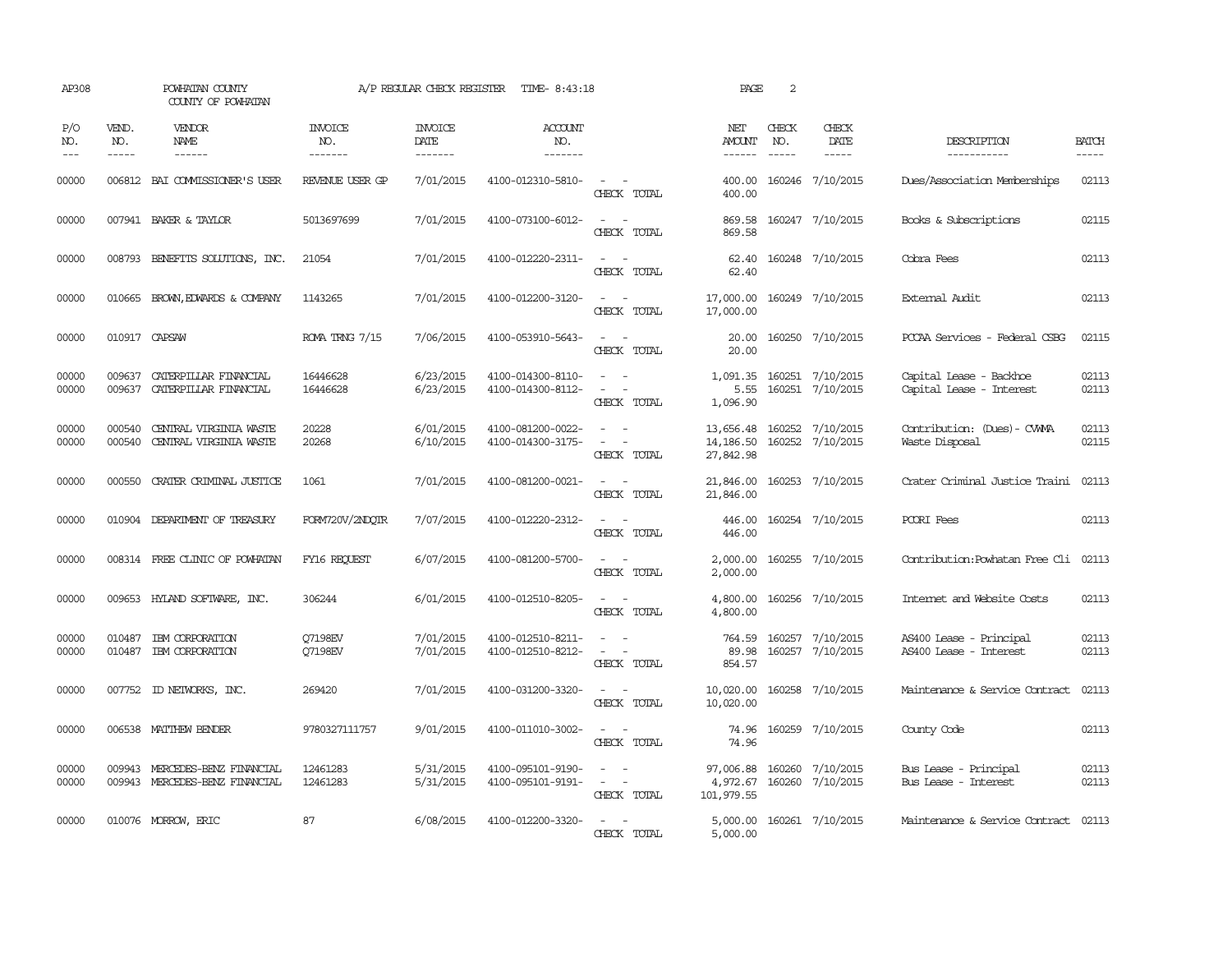AP308 POWHATAN COUNTY A/P REGULAR CHECK REGISTER TIME- 8:43:18 PAGE 2

COUNTY OF POWHATAN

| P/O NO. | VEND. NO. | VENDOR NAME | INVOICE NO. | INVOICE DATE | ACCOUNT NO. | | NET AMOUNT | CHECK NO. | CHECK DATE | DESCRIPTION | BATCH |
|---|---|---|---|---|---|---|---|---|---|---|---|
| --- | ----- | ------ | ------- | ------- | ------- | | ------ | ----- | ----- | ----------- | ----- |
| 00000 | 006812 | BAI COMMISSIONER'S USER | REVENUE USER GP | 7/01/2015 | 4100-012310-5810- | - - | 400.00 | 160246 | 7/10/2015 | Dues/Association Memberships | 02113 |
| | | | | | | CHECK TOTAL | 400.00 | | | | |
| 00000 | 007941 | BAKER & TAYLOR | 5013697699 | 7/01/2015 | 4100-073100-6012- | - - | 869.58 | 160247 | 7/10/2015 | Books & Subscriptions | 02115 |
| | | | | | | CHECK TOTAL | 869.58 | | | | |
| 00000 | 008793 | BENEFITS SOLUTIONS, INC. | 21054 | 7/01/2015 | 4100-012220-2311- | - - | 62.40 | 160248 | 7/10/2015 | Cobra Fees | 02113 |
| | | | | | | CHECK TOTAL | 62.40 | | | | |
| 00000 | 010665 | BROWN,EDWARDS & COMPANY | 1143265 | 7/01/2015 | 4100-012200-3120- | - - | 17,000.00 | 160249 | 7/10/2015 | External Audit | 02113 |
| | | | | | | CHECK TOTAL | 17,000.00 | | | | |
| 00000 | 010917 | CAPSAW | ROMA TRNG 7/15 | 7/06/2015 | 4100-053910-5643- | - - | 20.00 | 160250 | 7/10/2015 | PCCAA Services - Federal CSBG | 02115 |
| | | | | | | CHECK TOTAL | 20.00 | | | | |
| 00000 | 009637 | CATERPILLAR FINANCIAL | 16446628 | 6/23/2015 | 4100-014300-8110- | - - | 1,091.35 | 160251 | 7/10/2015 | Capital Lease - Backhoe | 02113 |
| 00000 | 009637 | CATERPILLAR FINANCIAL | 16446628 | 6/23/2015 | 4100-014300-8112- | - - | 5.55 | 160251 | 7/10/2015 | Capital Lease - Interest | 02113 |
| | | | | | | CHECK TOTAL | 1,096.90 | | | | |
| 00000 | 000540 | CENTRAL VIRGINIA WASTE | 20228 | 6/01/2015 | 4100-081200-0022- | - - | 13,656.48 | 160252 | 7/10/2015 | Contribution: (Dues)- CVWMA | 02113 |
| 00000 | 000540 | CENTRAL VIRGINIA WASTE | 20268 | 6/10/2015 | 4100-014300-3175- | - - | 14,186.50 | 160252 | 7/10/2015 | Waste Disposal | 02115 |
| | | | | | | CHECK TOTAL | 27,842.98 | | | | |
| 00000 | 000550 | CRATER CRIMINAL JUSTICE | 1061 | 7/01/2015 | 4100-081200-0021- | - - | 21,846.00 | 160253 | 7/10/2015 | Crater Criminal Justice Traini | 02113 |
| | | | | | | CHECK TOTAL | 21,846.00 | | | | |
| 00000 | 010904 | DEPARTMENT OF TREASURY | FORM720V/2NDQTR | 7/07/2015 | 4100-012220-2312- | - - | 446.00 | 160254 | 7/10/2015 | PCORI Fees | 02113 |
| | | | | | | CHECK TOTAL | 446.00 | | | | |
| 00000 | 008314 | FREE CLINIC OF POWHATAN | FY16 REQUEST | 6/07/2015 | 4100-081200-5700- | - - | 2,000.00 | 160255 | 7/10/2015 | Contribution:Powhatan Free Cli | 02113 |
| | | | | | | CHECK TOTAL | 2,000.00 | | | | |
| 00000 | 009653 | HYLAND SOFTWARE, INC. | 306244 | 6/01/2015 | 4100-012510-8205- | - - | 4,800.00 | 160256 | 7/10/2015 | Internet and Website Costs | 02113 |
| | | | | | | CHECK TOTAL | 4,800.00 | | | | |
| 00000 | 010487 | IBM CORPORATION | Q7198EV | 7/01/2015 | 4100-012510-8211- | - - | 764.59 | 160257 | 7/10/2015 | AS400 Lease - Principal | 02113 |
| 00000 | 010487 | IBM CORPORATION | Q7198EV | 7/01/2015 | 4100-012510-8212- | - - | 89.98 | 160257 | 7/10/2015 | AS400 Lease - Interest | 02113 |
| | | | | | | CHECK TOTAL | 854.57 | | | | |
| 00000 | 007752 | ID NETWORKS, INC. | 269420 | 7/01/2015 | 4100-031200-3320- | - - | 10,020.00 | 160258 | 7/10/2015 | Maintenance & Service Contract | 02113 |
| | | | | | | CHECK TOTAL | 10,020.00 | | | | |
| 00000 | 006538 | MATTHEW BENDER | 9780327111757 | 9/01/2015 | 4100-011010-3002- | - - | 74.96 | 160259 | 7/10/2015 | County Code | 02113 |
| | | | | | | CHECK TOTAL | 74.96 | | | | |
| 00000 | 009943 | MERCEDES-BENZ FINANCIAL | 12461283 | 5/31/2015 | 4100-095101-9190- | - - | 97,006.88 | 160260 | 7/10/2015 | Bus Lease - Principal | 02113 |
| 00000 | 009943 | MERCEDES-BENZ FINANCIAL | 12461283 | 5/31/2015 | 4100-095101-9191- | - - | 4,972.67 | 160260 | 7/10/2015 | Bus Lease - Interest | 02113 |
| | | | | | | CHECK TOTAL | 101,979.55 | | | | |
| 00000 | 010076 | MORROW, ERIC | 87 | 6/08/2015 | 4100-012200-3320- | - - | 5,000.00 | 160261 | 7/10/2015 | Maintenance & Service Contract | 02113 |
| | | | | | | CHECK TOTAL | 5,000.00 | | | | |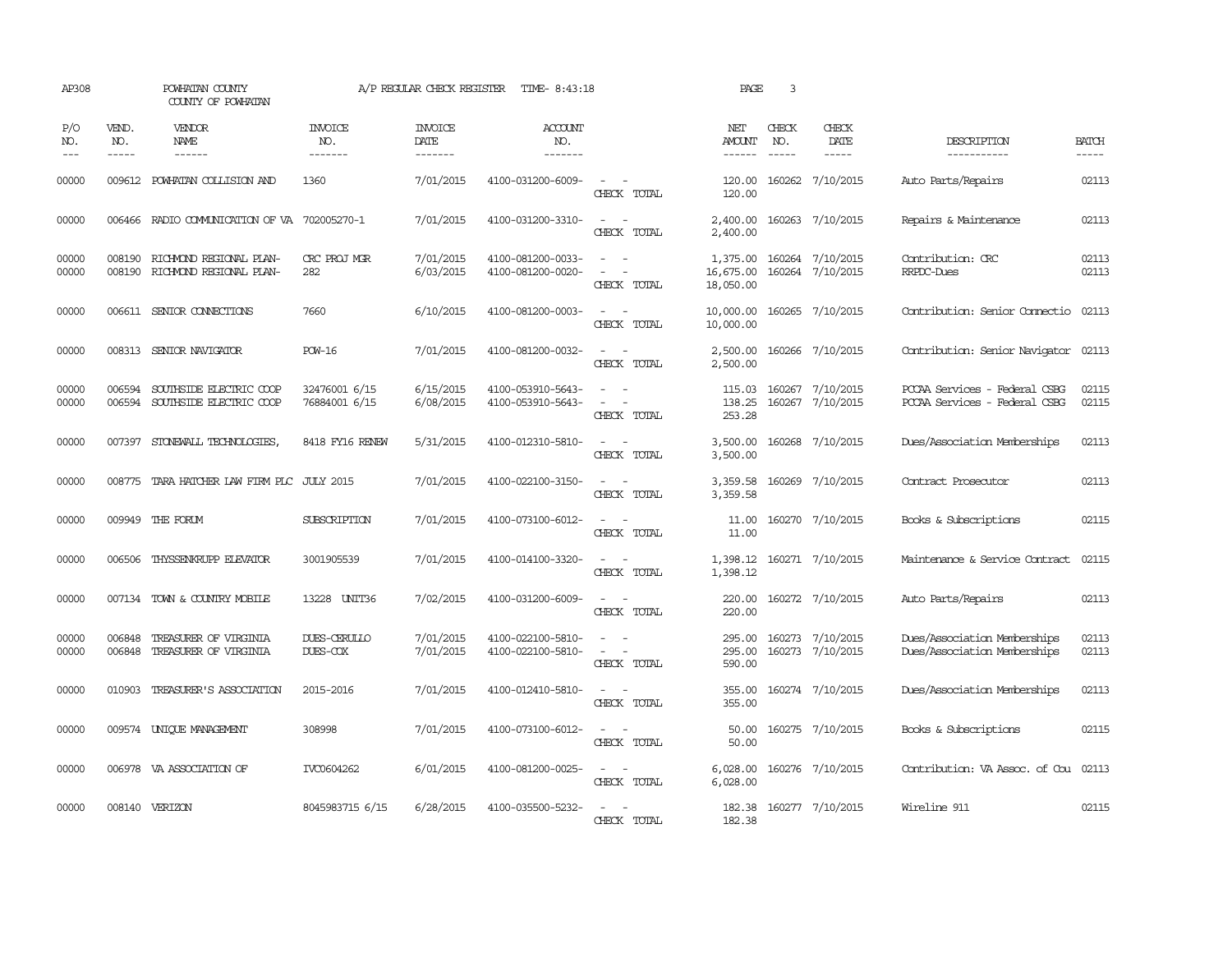AP308 POWHATAN COUNTY A/P REGULAR CHECK REGISTER TIME- 8:43:18 PAGE 3

COUNTY OF POWHATAN

| P/O NO. | VEND. NO. | VENDOR NAME | INVOICE NO. | INVOICE DATE | ACCOUNT NO. | | NET AMOUNT | CHECK NO. | CHECK DATE | DESCRIPTION | BATCH |
|---|---|---|---|---|---|---|---|---|---|---|---|
| 00000 | 009612 | POWHATAN COLLISION AND | 1360 | 7/01/2015 | 4100-031200-6009- | - - | 120.00 | 160262 | 7/10/2015 | Auto Parts/Repairs | 02113 |
| | | | | | | CHECK TOTAL | 120.00 | | | | |
| 00000 | 006466 | RADIO COMMUNICATION OF VA | 702005270-1 | 7/01/2015 | 4100-031200-3310- | - - | 2,400.00 | 160263 | 7/10/2015 | Repairs & Maintenance | 02113 |
| | | | | | | CHECK TOTAL | 2,400.00 | | | | |
| 00000 | 008190 | RICHMOND REGIONAL PLAN- | CRC PROJ MGR | 7/01/2015 | 4100-081200-0033- | - - | 1,375.00 | 160264 | 7/10/2015 | Contribution: CRC | 02113 |
| 00000 | 008190 | RICHMOND REGIONAL PLAN- | 282 | 6/03/2015 | 4100-081200-0020- | - - | 16,675.00 | 160264 | 7/10/2015 | RRPDC-Dues | 02113 |
| | | | | | | CHECK TOTAL | 18,050.00 | | | | |
| 00000 | 006611 | SENIOR CONNECTIONS | 7660 | 6/10/2015 | 4100-081200-0003- | - - | 10,000.00 | 160265 | 7/10/2015 | Contribution: Senior Connectio | 02113 |
| | | | | | | CHECK TOTAL | 10,000.00 | | | | |
| 00000 | 008313 | SENIOR NAVIGATOR | POW-16 | 7/01/2015 | 4100-081200-0032- | - - | 2,500.00 | 160266 | 7/10/2015 | Contribution: Senior Navigator | 02113 |
| | | | | | | CHECK TOTAL | 2,500.00 | | | | |
| 00000 | 006594 | SOUTHSIDE ELECTRIC COOP | 32476001 6/15 | 6/15/2015 | 4100-053910-5643- | - - | 115.03 | 160267 | 7/10/2015 | PCCAA Services - Federal CSBG | 02115 |
| 00000 | 006594 | SOUTHSIDE ELECTRIC COOP | 76884001 6/15 | 6/08/2015 | 4100-053910-5643- | - - | 138.25 | 160267 | 7/10/2015 | PCCAA Services - Federal CSBG | 02115 |
| | | | | | | CHECK TOTAL | 253.28 | | | | |
| 00000 | 007397 | STONEWALL TECHNOLOGIES, | 8418 FY16 RENEW | 5/31/2015 | 4100-012310-5810- | - - | 3,500.00 | 160268 | 7/10/2015 | Dues/Association Memberships | 02113 |
| | | | | | | CHECK TOTAL | 3,500.00 | | | | |
| 00000 | 008775 | TARA HATCHER LAW FIRM PLC | JULY 2015 | 7/01/2015 | 4100-022100-3150- | - - | 3,359.58 | 160269 | 7/10/2015 | Contract Prosecutor | 02113 |
| | | | | | | CHECK TOTAL | 3,359.58 | | | | |
| 00000 | 009949 | THE FORUM | SUBSCRIPTION | 7/01/2015 | 4100-073100-6012- | - - | 11.00 | 160270 | 7/10/2015 | Books & Subscriptions | 02115 |
| | | | | | | CHECK TOTAL | 11.00 | | | | |
| 00000 | 006506 | THYSSENKRUPP ELEVATOR | 3001905539 | 7/01/2015 | 4100-014100-3320- | - - | 1,398.12 | 160271 | 7/10/2015 | Maintenance & Service Contract | 02115 |
| | | | | | | CHECK TOTAL | 1,398.12 | | | | |
| 00000 | 007134 | TOWN & COUNTRY MOBILE | 13228 UNIT36 | 7/02/2015 | 4100-031200-6009- | - - | 220.00 | 160272 | 7/10/2015 | Auto Parts/Repairs | 02113 |
| | | | | | | CHECK TOTAL | 220.00 | | | | |
| 00000 | 006848 | TREASURER OF VIRGINIA | DUES-CERULLO | 7/01/2015 | 4100-022100-5810- | - - | 295.00 | 160273 | 7/10/2015 | Dues/Association Memberships | 02113 |
| 00000 | 006848 | TREASURER OF VIRGINIA | DUES-COX | 7/01/2015 | 4100-022100-5810- | - - | 295.00 | 160273 | 7/10/2015 | Dues/Association Memberships | 02113 |
| | | | | | | CHECK TOTAL | 590.00 | | | | |
| 00000 | 010903 | TREASURER'S ASSOCIATION | 2015-2016 | 7/01/2015 | 4100-012410-5810- | - - | 355.00 | 160274 | 7/10/2015 | Dues/Association Memberships | 02113 |
| | | | | | | CHECK TOTAL | 355.00 | | | | |
| 00000 | 009574 | UNIQUE MANAGEMENT | 308998 | 7/01/2015 | 4100-073100-6012- | - - | 50.00 | 160275 | 7/10/2015 | Books & Subscriptions | 02115 |
| | | | | | | CHECK TOTAL | 50.00 | | | | |
| 00000 | 006978 | VA ASSOCIATION OF | IVC0604262 | 6/01/2015 | 4100-081200-0025- | - - | 6,028.00 | 160276 | 7/10/2015 | Contribution: VA Assoc. of Cou | 02113 |
| | | | | | | CHECK TOTAL | 6,028.00 | | | | |
| 00000 | 008140 | VERIZON | 8045983715 6/15 | 6/28/2015 | 4100-035500-5232- | - - | 182.38 | 160277 | 7/10/2015 | Wireline 911 | 02115 |
| | | | | | | CHECK TOTAL | 182.38 | | | | |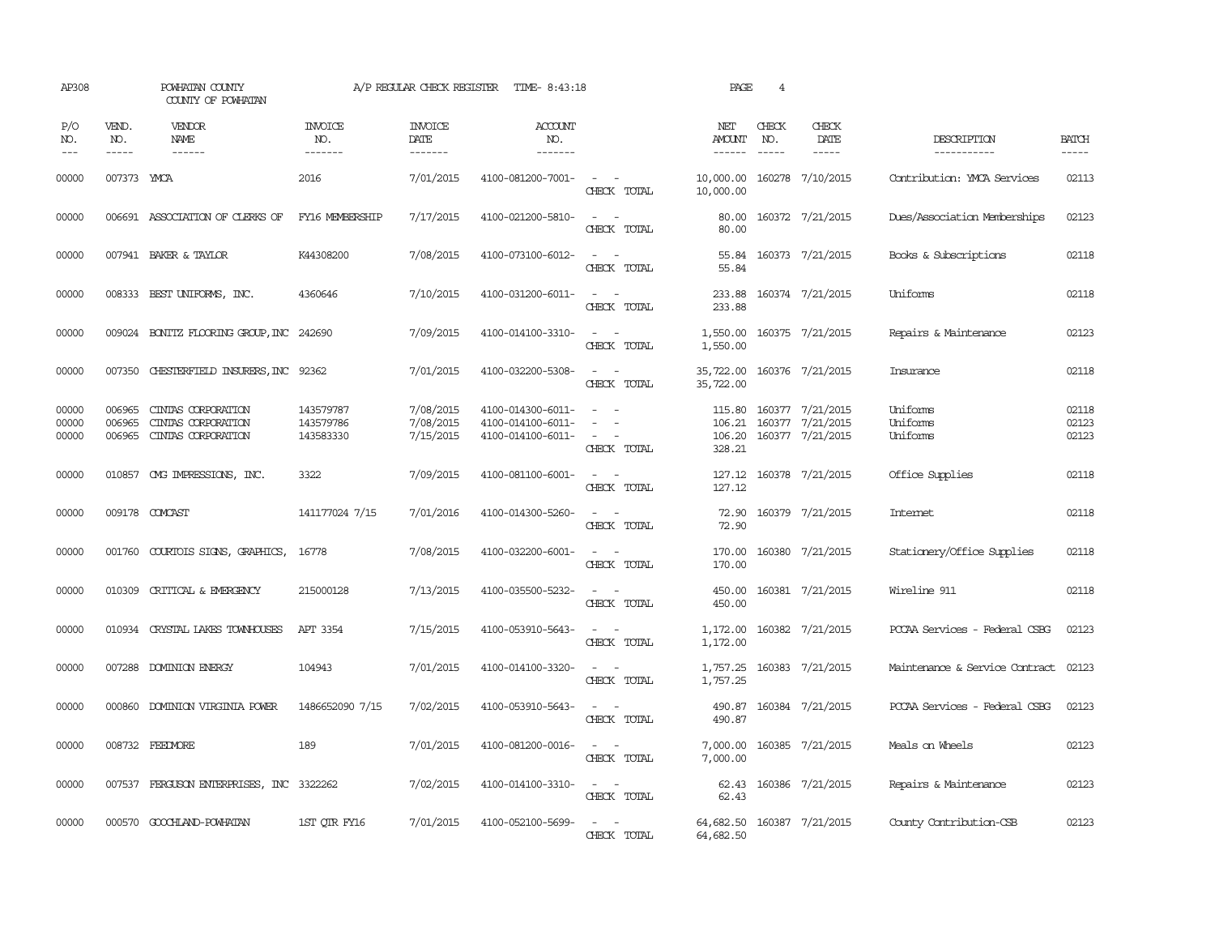AP308 POWHATAN COUNTY A/P REGULAR CHECK REGISTER TIME- 8:43:18 PAGE 4
COUNTY OF POWHATAN

| P/O NO. | VEND. NO. | VENDOR NAME | INVOICE NO. | INVOICE DATE | ACCOUNT NO. | | NET AMOUNT | CHECK NO. | CHECK DATE | DESCRIPTION | BATCH |
|---|---|---|---|---|---|---|---|---|---|---|---|
| 00000 | 007373 | YMCA | 2016 | 7/01/2015 | 4100-081200-7001- | - - | 10,000.00 | 160278 | 7/10/2015 | Contribution: YMCA Services | 02113 |
| | | | | | | CHECK TOTAL | 10,000.00 | | | | |
| 00000 | 006691 | ASSOCIATION OF CLERKS OF | FY16 MEMBERSHIP | 7/17/2015 | 4100-021200-5810- | - - | 80.00 | 160372 | 7/21/2015 | Dues/Association Memberships | 02123 |
| | | | | | | CHECK TOTAL | 80.00 | | | | |
| 00000 | 007941 | BAKER & TAYLOR | K44308200 | 7/08/2015 | 4100-073100-6012- | - - | 55.84 | 160373 | 7/21/2015 | Books & Subscriptions | 02118 |
| | | | | | | CHECK TOTAL | 55.84 | | | | |
| 00000 | 008333 | BEST UNIFORMS, INC. | 4360646 | 7/10/2015 | 4100-031200-6011- | - - | 233.88 | 160374 | 7/21/2015 | Uniforms | 02118 |
| | | | | | | CHECK TOTAL | 233.88 | | | | |
| 00000 | 009024 | BONITZ FLOORING GROUP,INC | 242690 | 7/09/2015 | 4100-014100-3310- | - - | 1,550.00 | 160375 | 7/21/2015 | Repairs & Maintenance | 02123 |
| | | | | | | CHECK TOTAL | 1,550.00 | | | | |
| 00000 | 007350 | CHESTERFIELD INSURERS,INC | 92362 | 7/01/2015 | 4100-032200-5308- | - - | 35,722.00 | 160376 | 7/21/2015 | Insurance | 02118 |
| | | | | | | CHECK TOTAL | 35,722.00 | | | | |
| 00000 | 006965 | CINTAS CORPORATION | 143579787 | 7/08/2015 | 4100-014300-6011- | - - | 115.80 | 160377 | 7/21/2015 | Uniforms | 02118 |
| 00000 | 006965 | CINTAS CORPORATION | 143579786 | 7/08/2015 | 4100-014100-6011- | - - | 106.21 | 160377 | 7/21/2015 | Uniforms | 02123 |
| 00000 | 006965 | CINTAS CORPORATION | 143583330 | 7/15/2015 | 4100-014100-6011- | - - | 106.20 | 160377 | 7/21/2015 | Uniforms | 02123 |
| | | | | | | CHECK TOTAL | 328.21 | | | | |
| 00000 | 010857 | CMG IMPRESSIONS, INC. | 3322 | 7/09/2015 | 4100-081100-6001- | - - | 127.12 | 160378 | 7/21/2015 | Office Supplies | 02118 |
| | | | | | | CHECK TOTAL | 127.12 | | | | |
| 00000 | 009178 | COMCAST | 141177024 7/15 | 7/01/2016 | 4100-014300-5260- | - - | 72.90 | 160379 | 7/21/2015 | Internet | 02118 |
| | | | | | | CHECK TOTAL | 72.90 | | | | |
| 00000 | 001760 | COURTOIS SIGNS, GRAPHICS, | 16778 | 7/08/2015 | 4100-032200-6001- | - - | 170.00 | 160380 | 7/21/2015 | Stationery/Office Supplies | 02118 |
| | | | | | | CHECK TOTAL | 170.00 | | | | |
| 00000 | 010309 | CRITICAL & EMERGENCY | 215000128 | 7/13/2015 | 4100-035500-5232- | - - | 450.00 | 160381 | 7/21/2015 | Wireline 911 | 02118 |
| | | | | | | CHECK TOTAL | 450.00 | | | | |
| 00000 | 010934 | CRYSTAL LAKES TOWNHOUSES | APT 3354 | 7/15/2015 | 4100-053910-5643- | - - | 1,172.00 | 160382 | 7/21/2015 | PCCAA Services - Federal CSBG | 02123 |
| | | | | | | CHECK TOTAL | 1,172.00 | | | | |
| 00000 | 007288 | DOMINION ENERGY | 104943 | 7/01/2015 | 4100-014100-3320- | - - | 1,757.25 | 160383 | 7/21/2015 | Maintenance & Service Contract | 02123 |
| | | | | | | CHECK TOTAL | 1,757.25 | | | | |
| 00000 | 000860 | DOMINION VIRGINIA POWER | 1486652090 7/15 | 7/02/2015 | 4100-053910-5643- | - - | 490.87 | 160384 | 7/21/2015 | PCCAA Services - Federal CSBG | 02123 |
| | | | | | | CHECK TOTAL | 490.87 | | | | |
| 00000 | 008732 | FEEDMORE | 189 | 7/01/2015 | 4100-081200-0016- | - - | 7,000.00 | 160385 | 7/21/2015 | Meals on Wheels | 02123 |
| | | | | | | CHECK TOTAL | 7,000.00 | | | | |
| 00000 | 007537 | FERGUSON ENTERPRISES, INC | 3322262 | 7/02/2015 | 4100-014100-3310- | - - | 62.43 | 160386 | 7/21/2015 | Repairs & Maintenance | 02123 |
| | | | | | | CHECK TOTAL | 62.43 | | | | |
| 00000 | 000570 | GOOCHLAND-POWHATAN | 1ST QTR FY16 | 7/01/2015 | 4100-052100-5699- | - - | 64,682.50 | 160387 | 7/21/2015 | County Contribution-CSB | 02123 |
| | | | | | | CHECK TOTAL | 64,682.50 | | | | |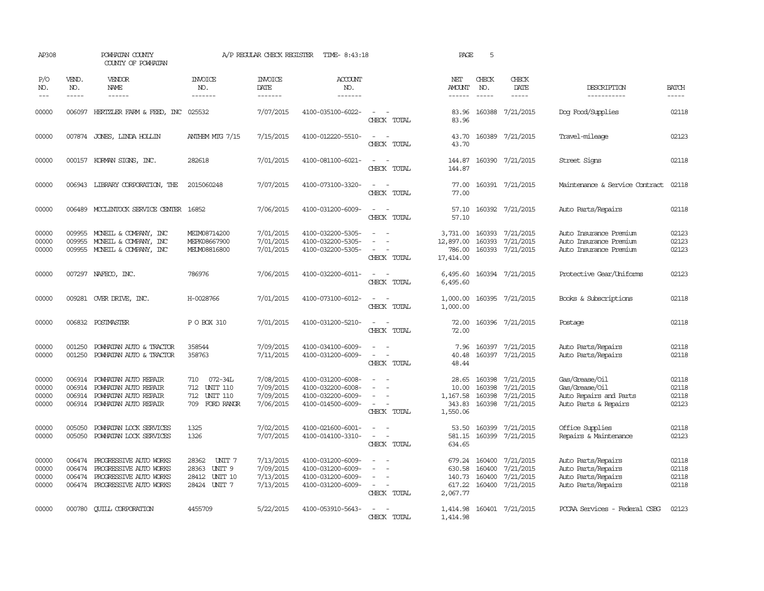AP308 POWHATAN COUNTY A/P REGULAR CHECK REGISTER TIME- 8:43:18 PAGE 5

COUNTY OF POWHATAN

| P/O NO. | VEND. NO. | VENDOR NAME | INVOICE NO. | INVOICE DATE | ACCOUNT NO. | | NET AMOUNT | CHECK NO. | CHECK DATE | DESCRIPTION | BATCH |
|---|---|---|---|---|---|---|---|---|---|---|---|
| 00000 | 006097 | HERTZLER FARM & FEED, INC | 025532 | 7/07/2015 | 4100-035100-6022- | - - | 83.96 | 160388 | 7/21/2015 | Dog Food/Supplies | 02118 |
| | | | | | | CHECK TOTAL | 83.96 | | | | |
| 00000 | 007874 | JONES, LINDA HOLLIN | ANTHEM MTG 7/15 | 7/15/2015 | 4100-012220-5510- | - - | 43.70 | 160389 | 7/21/2015 | Travel-mileage | 02123 |
| | | | | | | CHECK TOTAL | 43.70 | | | | |
| 00000 | 000157 | KORMAN SIGNS, INC. | 282618 | 7/01/2015 | 4100-081100-6021- | - - | 144.87 | 160390 | 7/21/2015 | Street Signs | 02118 |
| | | | | | | CHECK TOTAL | 144.87 | | | | |
| 00000 | 006943 | LIBRARY CORPORATION, THE | 2015060248 | 7/07/2015 | 4100-073100-3320- | - - | 77.00 | 160391 | 7/21/2015 | Maintenance & Service Contract | 02118 |
| | | | | | | CHECK TOTAL | 77.00 | | | | |
| 00000 | 006489 | MCCLINTOCK SERVICE CENTER | 16852 | 7/06/2015 | 4100-031200-6009- | - - | 57.10 | 160392 | 7/21/2015 | Auto Parts/Repairs | 02118 |
| | | | | | | CHECK TOTAL | 57.10 | | | | |
| 00000 | 009955 | MCNEIL & COMPANY, INC | MEIM08714200 | 7/01/2015 | 4100-032200-5305- | - - | 3,731.00 | 160393 | 7/21/2015 | Auto Insurance Premium | 02123 |
| 00000 | 009955 | MCNEIL & COMPANY, INC | MEPK08667900 | 7/01/2015 | 4100-032200-5305- | - - | 12,897.00 | 160393 | 7/21/2015 | Auto Insurance Premium | 02123 |
| 00000 | 009955 | MCNEIL & COMPANY, INC | MEUM08816800 | 7/01/2015 | 4100-032200-5305- | - - | 786.00 | 160393 | 7/21/2015 | Auto Insurance Premium | 02123 |
| | | | | | | CHECK TOTAL | 17,414.00 | | | | |
| 00000 | 007297 | NAFECO, INC. | 786976 | 7/06/2015 | 4100-032200-6011- | - - | 6,495.60 | 160394 | 7/21/2015 | Protective Gear/Uniforms | 02123 |
| | | | | | | CHECK TOTAL | 6,495.60 | | | | |
| 00000 | 009281 | OVER DRIVE, INC. | H-0028766 | 7/01/2015 | 4100-073100-6012- | - - | 1,000.00 | 160395 | 7/21/2015 | Books & Subscriptions | 02118 |
| | | | | | | CHECK TOTAL | 1,000.00 | | | | |
| 00000 | 006832 | POSTMASTER | P O BOX 310 | 7/01/2015 | 4100-031200-5210- | - - | 72.00 | 160396 | 7/21/2015 | Postage | 02118 |
| | | | | | | CHECK TOTAL | 72.00 | | | | |
| 00000 | 001250 | POWHATAN AUTO & TRACTOR | 358544 | 7/09/2015 | 4100-034100-6009- | - - | 7.96 | 160397 | 7/21/2015 | Auto Parts/Repairs | 02118 |
| 00000 | 001250 | POWHATAN AUTO & TRACTOR | 358763 | 7/11/2015 | 4100-031200-6009- | - - | 40.48 | 160397 | 7/21/2015 | Auto Parts/Repairs | 02118 |
| | | | | | | CHECK TOTAL | 48.44 | | | | |
| 00000 | 006914 | POWHATAN AUTO REPAIR | 710 072-34L | 7/08/2015 | 4100-031200-6008- | - - | 28.65 | 160398 | 7/21/2015 | Gas/Grease/Oil | 02118 |
| 00000 | 006914 | POWHATAN AUTO REPAIR | 712 UNIT 110 | 7/09/2015 | 4100-032200-6008- | - - | 10.00 | 160398 | 7/21/2015 | Gas/Grease/Oil | 02118 |
| 00000 | 006914 | POWHATAN AUTO REPAIR | 712 UNIT 110 | 7/09/2015 | 4100-032200-6009- | - - | 1,167.58 | 160398 | 7/21/2015 | Auto Repairs and Parts | 02118 |
| 00000 | 006914 | POWHATAN AUTO REPAIR | 709 FORD RANGR | 7/06/2015 | 4100-014500-6009- | - - | 343.83 | 160398 | 7/21/2015 | Auto Parts & Repairs | 02123 |
| | | | | | | CHECK TOTAL | 1,550.06 | | | | |
| 00000 | 005050 | POWHATAN LOCK SERVICES | 1325 | 7/02/2015 | 4100-021600-6001- | - - | 53.50 | 160399 | 7/21/2015 | Office Supplies | 02118 |
| 00000 | 005050 | POWHATAN LOCK SERVICES | 1326 | 7/07/2015 | 4100-014100-3310- | - - | 581.15 | 160399 | 7/21/2015 | Repairs & Maintenance | 02123 |
| | | | | | | CHECK TOTAL | 634.65 | | | | |
| 00000 | 006474 | PROGRESSIVE AUTO WORKS | 28362 UNIT 7 | 7/13/2015 | 4100-031200-6009- | - - | 679.24 | 160400 | 7/21/2015 | Auto Parts/Repairs | 02118 |
| 00000 | 006474 | PROGRESSIVE AUTO WORKS | 28363 UNIT 9 | 7/09/2015 | 4100-031200-6009- | - - | 630.58 | 160400 | 7/21/2015 | Auto Parts/Repairs | 02118 |
| 00000 | 006474 | PROGRESSIVE AUTO WORKS | 28412 UNIT 10 | 7/13/2015 | 4100-031200-6009- | - - | 140.73 | 160400 | 7/21/2015 | Auto Parts/Repairs | 02118 |
| 00000 | 006474 | PROGRESSIVE AUTO WORKS | 28424 UNIT 7 | 7/13/2015 | 4100-031200-6009- | - - | 617.22 | 160400 | 7/21/2015 | Auto Parts/Repairs | 02118 |
| | | | | | | CHECK TOTAL | 2,067.77 | | | | |
| 00000 | 000780 | QUILL CORPORATION | 4455709 | 5/22/2015 | 4100-053910-5643- | - - | 1,414.98 | 160401 | 7/21/2015 | PCCAA Services - Federal CSBG | 02123 |
| | | | | | | CHECK TOTAL | 1,414.98 | | | | |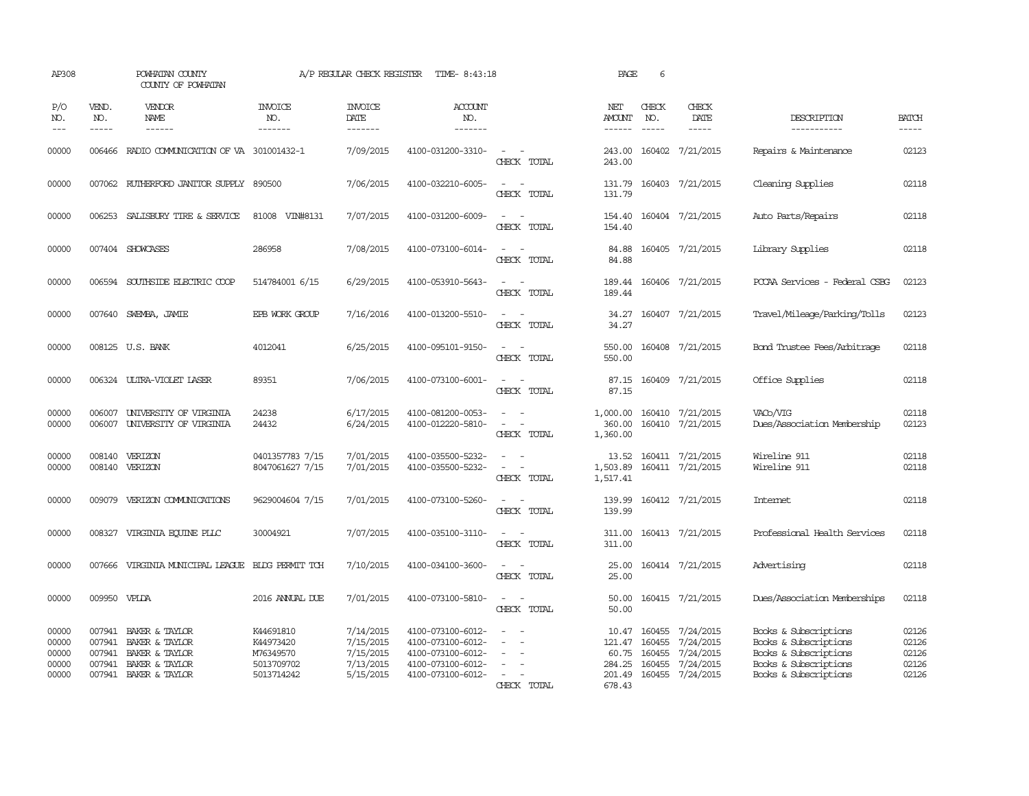AP308 POWHATAN COUNTY A/P REGULAR CHECK REGISTER TIME- 8:43:18 PAGE 6

COUNTY OF POWHATAN

| P/O NO. | VEND. NO. | VENDOR NAME | INVOICE NO. | INVOICE DATE | ACCOUNT NO. | | NET AMOUNT | CHECK NO. | CHECK DATE | DESCRIPTION | BATCH |
|---|---|---|---|---|---|---|---|---|---|---|---|
| --- | ----- | ------ | ------- | ------- | ------- | | ------ | ----- | ----- | ----------- | ----- |
| 00000 | 006466 | RADIO COMMUNICATION OF VA | 301001432-1 | 7/09/2015 | 4100-031200-3310- | - - | 243.00 | 160402 | 7/21/2015 | Repairs & Maintenance | 02123 |
| | | | | | | CHECK TOTAL | 243.00 | | | | |
| 00000 | 007062 | RUTHERFORD JANITOR SUPPLY | 890500 | 7/06/2015 | 4100-032210-6005- | - - | 131.79 | 160403 | 7/21/2015 | Cleaning Supplies | 02118 |
| | | | | | | CHECK TOTAL | 131.79 | | | | |
| 00000 | 006253 | SALISBURY TIRE & SERVICE | 81008 VIN#8131 | 7/07/2015 | 4100-031200-6009- | - - | 154.40 | 160404 | 7/21/2015 | Auto Parts/Repairs | 02118 |
| | | | | | | CHECK TOTAL | 154.40 | | | | |
| 00000 | 007404 | SHOWCASES | 286958 | 7/08/2015 | 4100-073100-6014- | - - | 84.88 | 160405 | 7/21/2015 | Library Supplies | 02118 |
| | | | | | | CHECK TOTAL | 84.88 | | | | |
| 00000 | 006594 | SOUTHSIDE ELECTRIC COOP | 514784001 6/15 | 6/29/2015 | 4100-053910-5643- | - - | 189.44 | 160406 | 7/21/2015 | PCCAA Services - Federal CSBG | 02123 |
| | | | | | | CHECK TOTAL | 189.44 | | | | |
| 00000 | 007640 | SWEMBA, JAMIE | EPB WORK GROUP | 7/16/2016 | 4100-013200-5510- | - - | 34.27 | 160407 | 7/21/2015 | Travel/Mileage/Parking/Tolls | 02123 |
| | | | | | | CHECK TOTAL | 34.27 | | | | |
| 00000 | 008125 | U.S. BANK | 4012041 | 6/25/2015 | 4100-095101-9150- | - - | 550.00 | 160408 | 7/21/2015 | Bond Trustee Fees/Arbitrage | 02118 |
| | | | | | | CHECK TOTAL | 550.00 | | | | |
| 00000 | 006324 | ULTRA-VIOLET LASER | 89351 | 7/06/2015 | 4100-073100-6001- | - - | 87.15 | 160409 | 7/21/2015 | Office Supplies | 02118 |
| | | | | | | CHECK TOTAL | 87.15 | | | | |
| 00000 | 006007 | UNIVERSITY OF VIRGINIA | 24238 | 6/17/2015 | 4100-081200-0053- | - - | 1,000.00 | 160410 | 7/21/2015 | VACo/VIG | 02118 |
| 00000 | 006007 | UNIVERSITY OF VIRGINIA | 24432 | 6/24/2015 | 4100-012220-5810- | - - | 360.00 | 160410 | 7/21/2015 | Dues/Association Membership | 02123 |
| | | | | | | CHECK TOTAL | 1,360.00 | | | | |
| 00000 | 008140 | VERIZON | 0401357783 7/15 | 7/01/2015 | 4100-035500-5232- | - - | 13.52 | 160411 | 7/21/2015 | Wireline 911 | 02118 |
| 00000 | 008140 | VERIZON | 8047061627 7/15 | 7/01/2015 | 4100-035500-5232- | - - | 1,503.89 | 160411 | 7/21/2015 | Wireline 911 | 02118 |
| | | | | | | CHECK TOTAL | 1,517.41 | | | | |
| 00000 | 009079 | VERIZON COMMUNICATIONS | 9629004604 7/15 | 7/01/2015 | 4100-073100-5260- | - - | 139.99 | 160412 | 7/21/2015 | Internet | 02118 |
| | | | | | | CHECK TOTAL | 139.99 | | | | |
| 00000 | 008327 | VIRGINIA EQUINE PLLC | 30004921 | 7/07/2015 | 4100-035100-3110- | - - | 311.00 | 160413 | 7/21/2015 | Professional Health Services | 02118 |
| | | | | | | CHECK TOTAL | 311.00 | | | | |
| 00000 | 007666 | VIRGINIA MUNICIPAL LEAGUE | BLDG PERMIT TCH | 7/10/2015 | 4100-034100-3600- | - - | 25.00 | 160414 | 7/21/2015 | Advertising | 02118 |
| | | | | | | CHECK TOTAL | 25.00 | | | | |
| 00000 | 009950 | VPLDA | 2016 ANNUAL DUE | 7/01/2015 | 4100-073100-5810- | - - | 50.00 | 160415 | 7/21/2015 | Dues/Association Memberships | 02118 |
| | | | | | | CHECK TOTAL | 50.00 | | | | |
| 00000 | 007941 | BAKER & TAYLOR | K44691810 | 7/14/2015 | 4100-073100-6012- | - - | 10.47 | 160455 | 7/24/2015 | Books & Subscriptions | 02126 |
| 00000 | 007941 | BAKER & TAYLOR | K44973420 | 7/15/2015 | 4100-073100-6012- | - - | 121.47 | 160455 | 7/24/2015 | Books & Subscriptions | 02126 |
| 00000 | 007941 | BAKER & TAYLOR | M76349570 | 7/15/2015 | 4100-073100-6012- | - - | 60.75 | 160455 | 7/24/2015 | Books & Subscriptions | 02126 |
| 00000 | 007941 | BAKER & TAYLOR | 5013709702 | 7/13/2015 | 4100-073100-6012- | - - | 284.25 | 160455 | 7/24/2015 | Books & Subscriptions | 02126 |
| 00000 | 007941 | BAKER & TAYLOR | 5013714242 | 5/15/2015 | 4100-073100-6012- | - - | 201.49 | 160455 | 7/24/2015 | Books & Subscriptions | 02126 |
| | | | | | | CHECK TOTAL | 678.43 | | | | |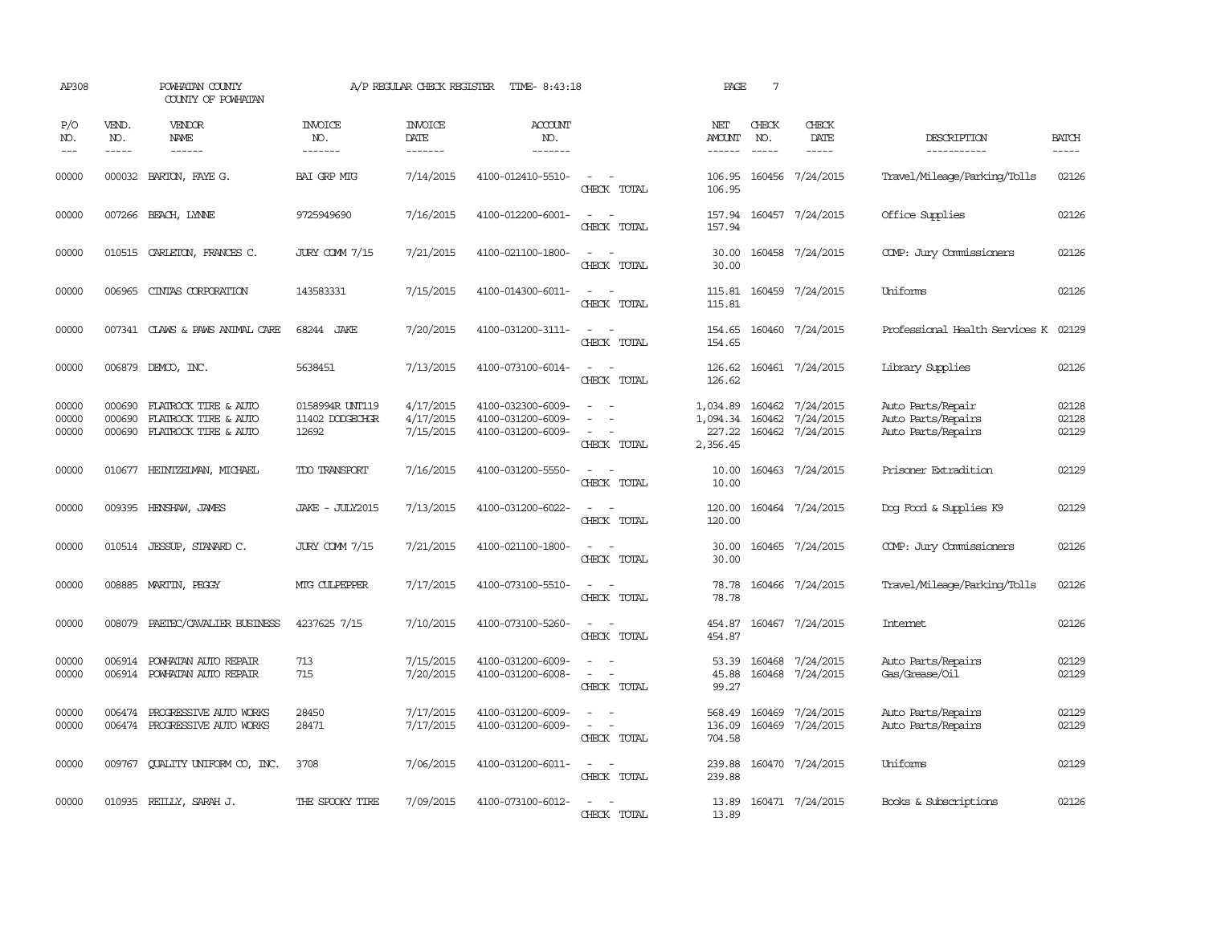AP308 POWHATAN COUNTY COUNTY OF POWHATAN A/P REGULAR CHECK REGISTER TIME- 8:43:18 PAGE 7

| P/O NO. | VEND. NO. | VENDOR NAME | INVOICE NO. | INVOICE DATE | ACCOUNT NO. | | NET AMOUNT | CHECK NO. | CHECK DATE | DESCRIPTION | BATCH |
|---|---|---|---|---|---|---|---|---|---|---|---|
| 00000 | 000032 | BARTON, FAYE G. | BAI GRP MTG | 7/14/2015 | 4100-012410-5510- | - - | 106.95 | 160456 | 7/24/2015 | Travel/Mileage/Parking/Tolls | 02126 |
| | | | | | | CHECK TOTAL | 106.95 | | | | |
| 00000 | 007266 | BEACH, LYNNE | 9725949690 | 7/16/2015 | 4100-012200-6001- | - - | 157.94 | 160457 | 7/24/2015 | Office Supplies | 02126 |
| | | | | | | CHECK TOTAL | 157.94 | | | | |
| 00000 | 010515 | CARLETON, FRANCES C. | JURY COMM 7/15 | 7/21/2015 | 4100-021100-1800- | - - | 30.00 | 160458 | 7/24/2015 | COMP: Jury Commissioners | 02126 |
| | | | | | | CHECK TOTAL | 30.00 | | | | |
| 00000 | 006965 | CINTAS CORPORATION | 143583331 | 7/15/2015 | 4100-014300-6011- | - - | 115.81 | 160459 | 7/24/2015 | Uniforms | 02126 |
| | | | | | | CHECK TOTAL | 115.81 | | | | |
| 00000 | 007341 | CLAWS & PAWS ANIMAL CARE | 68244 JAKE | 7/20/2015 | 4100-031200-3111- | - - | 154.65 | 160460 | 7/24/2015 | Professional Health Services K | 02129 |
| | | | | | | CHECK TOTAL | 154.65 | | | | |
| 00000 | 006879 | DEMCO, INC. | 5638451 | 7/13/2015 | 4100-073100-6014- | - - | 126.62 | 160461 | 7/24/2015 | Library Supplies | 02126 |
| | | | | | | CHECK TOTAL | 126.62 | | | | |
| 00000 | 000690 | FLATROCK TIRE & AUTO | 0158994R UNT119 | 4/17/2015 | 4100-032300-6009- | - - | 1,034.89 | 160462 | 7/24/2015 | Auto Parts/Repair | 02128 |
| 00000 | 000690 | FLATROCK TIRE & AUTO | 11402 DODGECHGR | 4/17/2015 | 4100-031200-6009- | - - | 1,094.34 | 160462 | 7/24/2015 | Auto Parts/Repairs | 02128 |
| 00000 | 000690 | FLATROCK TIRE & AUTO | 12692 | 7/15/2015 | 4100-031200-6009- | - - | 227.22 | 160462 | 7/24/2015 | Auto Parts/Repairs | 02129 |
| | | | | | | CHECK TOTAL | 2,356.45 | | | | |
| 00000 | 010677 | HEINTZELMAN, MICHAEL | TDO TRANSPORT | 7/16/2015 | 4100-031200-5550- | - - | 10.00 | 160463 | 7/24/2015 | Prisoner Extradition | 02129 |
| | | | | | | CHECK TOTAL | 10.00 | | | | |
| 00000 | 009395 | HENSHAW, JAMES | JAKE - JULY2015 | 7/13/2015 | 4100-031200-6022- | - - | 120.00 | 160464 | 7/24/2015 | Dog Food & Supplies K9 | 02129 |
| | | | | | | CHECK TOTAL | 120.00 | | | | |
| 00000 | 010514 | JESSUP, STANARD C. | JURY COMM 7/15 | 7/21/2015 | 4100-021100-1800- | - - | 30.00 | 160465 | 7/24/2015 | COMP: Jury Commissioners | 02126 |
| | | | | | | CHECK TOTAL | 30.00 | | | | |
| 00000 | 008885 | MARTIN, PEGGY | MTG CULPEPPER | 7/17/2015 | 4100-073100-5510- | - - | 78.78 | 160466 | 7/24/2015 | Travel/Mileage/Parking/Tolls | 02126 |
| | | | | | | CHECK TOTAL | 78.78 | | | | |
| 00000 | 008079 | PAETEC/CAVALIER BUSINESS | 4237625 7/15 | 7/10/2015 | 4100-073100-5260- | - - | 454.87 | 160467 | 7/24/2015 | Internet | 02126 |
| | | | | | | CHECK TOTAL | 454.87 | | | | |
| 00000 | 006914 | POWHATAN AUTO REPAIR | 713 | 7/15/2015 | 4100-031200-6009- | - - | 53.39 | 160468 | 7/24/2015 | Auto Parts/Repairs | 02129 |
| 00000 | 006914 | POWHATAN AUTO REPAIR | 715 | 7/20/2015 | 4100-031200-6008- | - - | 45.88 | 160468 | 7/24/2015 | Gas/Grease/Oil | 02129 |
| | | | | | | CHECK TOTAL | 99.27 | | | | |
| 00000 | 006474 | PROGRESSIVE AUTO WORKS | 28450 | 7/17/2015 | 4100-031200-6009- | - - | 568.49 | 160469 | 7/24/2015 | Auto Parts/Repairs | 02129 |
| 00000 | 006474 | PROGRESSIVE AUTO WORKS | 28471 | 7/17/2015 | 4100-031200-6009- | - - | 136.09 | 160469 | 7/24/2015 | Auto Parts/Repairs | 02129 |
| | | | | | | CHECK TOTAL | 704.58 | | | | |
| 00000 | 009767 | QUALITY UNIFORM CO, INC. | 3708 | 7/06/2015 | 4100-031200-6011- | - - | 239.88 | 160470 | 7/24/2015 | Uniforms | 02129 |
| | | | | | | CHECK TOTAL | 239.88 | | | | |
| 00000 | 010935 | REILLY, SARAH J. | THE SPOOKY TIRE | 7/09/2015 | 4100-073100-6012- | - - | 13.89 | 160471 | 7/24/2015 | Books & Subscriptions | 02126 |
| | | | | | | CHECK TOTAL | 13.89 | | | | |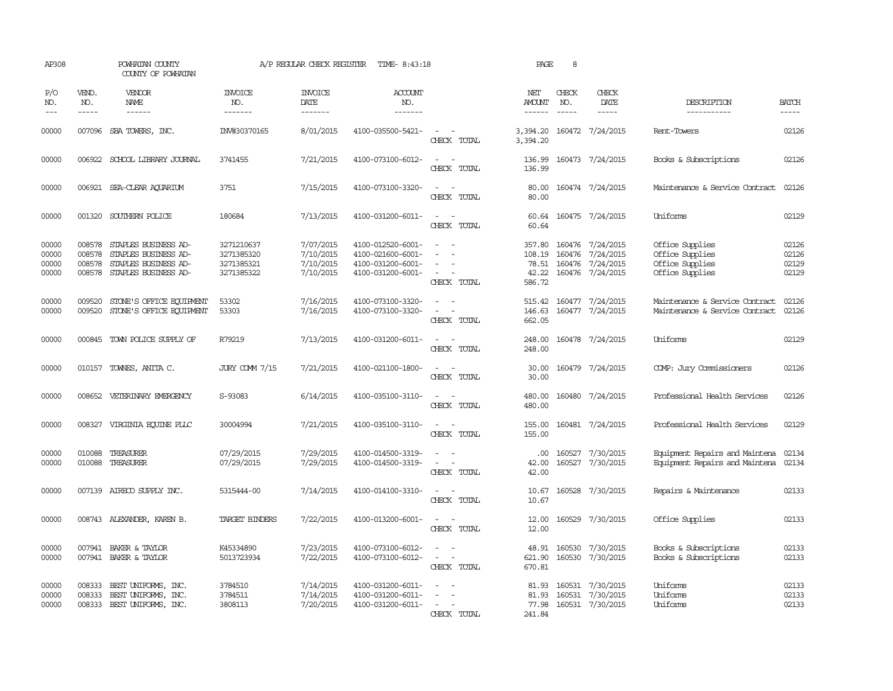AP308 POWHATAN COUNTY A/P REGULAR CHECK REGISTER TIME- 8:43:18 PAGE 8

COUNTY OF POWHATAN

| P/O NO. | VEND. NO. | VENDOR NAME | INVOICE NO. | INVOICE DATE | ACCOUNT NO. | | NET AMOUNT | CHECK NO. | CHECK DATE | DESCRIPTION | BATCH |
|---|---|---|---|---|---|---|---|---|---|---|---|
| 00000 | 007096 | SBA TOWERS, INC. | INV#30370165 | 8/01/2015 | 4100-035500-5421- | - - | 3,394.20 | 160472 | 7/24/2015 | Rent-Towers | 02126 |
| | | | | | | CHECK TOTAL | 3,394.20 | | | | |
| 00000 | 006922 | SCHOOL LIBRARY JOURNAL | 3741455 | 7/21/2015 | 4100-073100-6012- | - - | 136.99 | 160473 | 7/24/2015 | Books & Subscriptions | 02126 |
| | | | | | | CHECK TOTAL | 136.99 | | | | |
| 00000 | 006921 | SEA-CLEAR AQUARIUM | 3751 | 7/15/2015 | 4100-073100-3320- | - - | 80.00 | 160474 | 7/24/2015 | Maintenance & Service Contract | 02126 |
| | | | | | | CHECK TOTAL | 80.00 | | | | |
| 00000 | 001320 | SOUTHERN POLICE | 180684 | 7/13/2015 | 4100-031200-6011- | - - | 60.64 | 160475 | 7/24/2015 | Uniforms | 02129 |
| | | | | | | CHECK TOTAL | 60.64 | | | | |
| 00000 | 008578 | STAPLES BUSINESS AD- | 3271210637 | 7/07/2015 | 4100-012520-6001- | - - | 357.80 | 160476 | 7/24/2015 | Office Supplies | 02126 |
| 00000 | 008578 | STAPLES BUSINESS AD- | 3271385320 | 7/10/2015 | 4100-021600-6001- | - - | 108.19 | 160476 | 7/24/2015 | Office Supplies | 02126 |
| 00000 | 008578 | STAPLES BUSINESS AD- | 3271385321 | 7/10/2015 | 4100-031200-6001- | - - | 78.51 | 160476 | 7/24/2015 | Office Supplies | 02129 |
| 00000 | 008578 | STAPLES BUSINESS AD- | 3271385322 | 7/10/2015 | 4100-031200-6001- | - - | 42.22 | 160476 | 7/24/2015 | Office Supplies | 02129 |
| | | | | | | CHECK TOTAL | 586.72 | | | | |
| 00000 | 009520 | STONE'S OFFICE EQUIPMENT | 53302 | 7/16/2015 | 4100-073100-3320- | - - | 515.42 | 160477 | 7/24/2015 | Maintenance & Service Contract | 02126 |
| 00000 | 009520 | STONE'S OFFICE EQUIPMENT | 53303 | 7/16/2015 | 4100-073100-3320- | - - | 146.63 | 160477 | 7/24/2015 | Maintenance & Service Contract | 02126 |
| | | | | | | CHECK TOTAL | 662.05 | | | | |
| 00000 | 000845 | TOWN POLICE SUPPLY OF | R79219 | 7/13/2015 | 4100-031200-6011- | - - | 248.00 | 160478 | 7/24/2015 | Uniforms | 02129 |
| | | | | | | CHECK TOTAL | 248.00 | | | | |
| 00000 | 010157 | TOWNES, ANITA C. | JURY COMM 7/15 | 7/21/2015 | 4100-021100-1800- | - - | 30.00 | 160479 | 7/24/2015 | COMP: Jury Commissioners | 02126 |
| | | | | | | CHECK TOTAL | 30.00 | | | | |
| 00000 | 008652 | VETERINARY EMERGENCY | S-93083 | 6/14/2015 | 4100-035100-3110- | - - | 480.00 | 160480 | 7/24/2015 | Professional Health Services | 02126 |
| | | | | | | CHECK TOTAL | 480.00 | | | | |
| 00000 | 008327 | VIRGINIA EQUINE PLLC | 30004994 | 7/21/2015 | 4100-035100-3110- | - - | 155.00 | 160481 | 7/24/2015 | Professional Health Services | 02129 |
| | | | | | | CHECK TOTAL | 155.00 | | | | |
| 00000 | 010088 | TREASURER | 07/29/2015 | 7/29/2015 | 4100-014500-3319- | - - | .00 | 160527 | 7/30/2015 | Equipment Repairs and Maintena | 02134 |
| 00000 | 010088 | TREASURER | 07/29/2015 | 7/29/2015 | 4100-014500-3319- | - - | 42.00 | 160527 | 7/30/2015 | Equipment Repairs and Maintena | 02134 |
| | | | | | | CHECK TOTAL | 42.00 | | | | |
| 00000 | 007139 | AIRECO SUPPLY INC. | 5315444-00 | 7/14/2015 | 4100-014100-3310- | - - | 10.67 | 160528 | 7/30/2015 | Repairs & Maintenance | 02133 |
| | | | | | | CHECK TOTAL | 10.67 | | | | |
| 00000 | 008743 | ALEXANDER, KAREN B. | TARGET BINDERS | 7/22/2015 | 4100-013200-6001- | - - | 12.00 | 160529 | 7/30/2015 | Office Supplies | 02133 |
| | | | | | | CHECK TOTAL | 12.00 | | | | |
| 00000 | 007941 | BAKER & TAYLOR | K45334890 | 7/23/2015 | 4100-073100-6012- | - - | 48.91 | 160530 | 7/30/2015 | Books & Subscriptions | 02133 |
| 00000 | 007941 | BAKER & TAYLOR | 5013723934 | 7/22/2015 | 4100-073100-6012- | - - | 621.90 | 160530 | 7/30/2015 | Books & Subscriptions | 02133 |
| | | | | | | CHECK TOTAL | 670.81 | | | | |
| 00000 | 008333 | BEST UNIFORMS, INC. | 3784510 | 7/14/2015 | 4100-031200-6011- | - - | 81.93 | 160531 | 7/30/2015 | Uniforms | 02133 |
| 00000 | 008333 | BEST UNIFORMS, INC. | 3784511 | 7/14/2015 | 4100-031200-6011- | - - | 81.93 | 160531 | 7/30/2015 | Uniforms | 02133 |
| 00000 | 008333 | BEST UNIFORMS, INC. | 3808113 | 7/20/2015 | 4100-031200-6011- | - - | 77.98 | 160531 | 7/30/2015 | Uniforms | 02133 |
| | | | | | | CHECK TOTAL | 241.84 | | | | |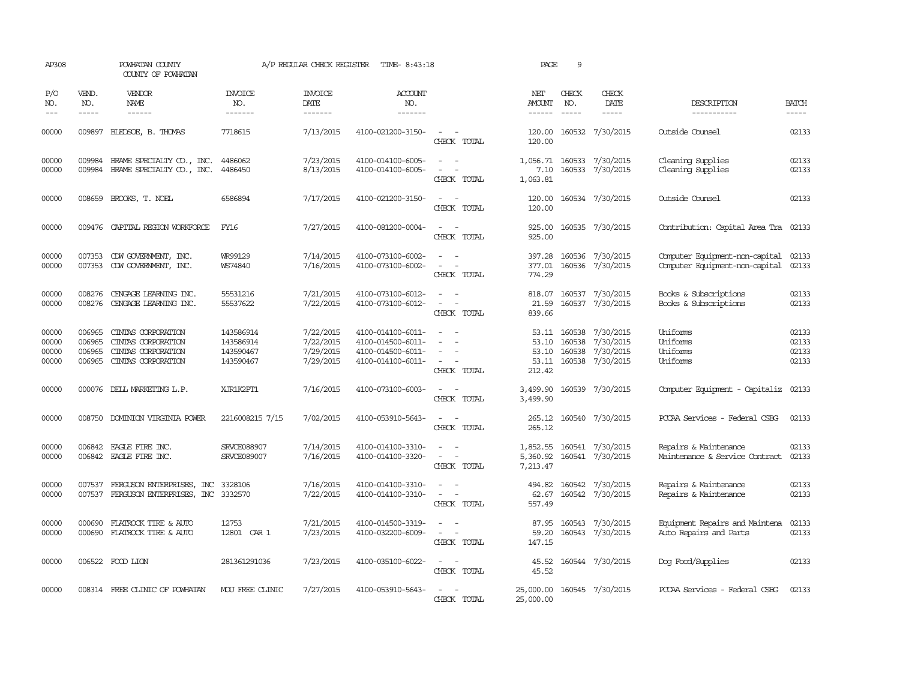AP308 POWHATAN COUNTY A/P REGULAR CHECK REGISTER TIME- 8:43:18

COUNTY OF POWHATAN

| P/O NO. | VEND. NO. | VENDOR NAME | INVOICE NO. | INVOICE DATE | ACCOUNT NO. | | NET AMOUNT | CHECK NO. | CHECK DATE | DESCRIPTION | BATCH |
|---|---|---|---|---|---|---|---|---|---|---|---|
| 00000 | 009897 | BLEDSOE, B. THOMAS | 7718615 | 7/13/2015 | 4100-021200-3150- | - - | 120.00 | 160532 | 7/30/2015 | Outside Counsel | 02133 |
| | | | | | | CHECK TOTAL | 120.00 | | | | |
| 00000 | 009984 | BRAME SPECIALTY CO., INC. | 4486062 | 7/23/2015 | 4100-014100-6005- | - - | 1,056.71 | 160533 | 7/30/2015 | Cleaning Supplies | 02133 |
| 00000 | 009984 | BRAME SPECIALTY CO., INC. | 4486450 | 8/13/2015 | 4100-014100-6005- | - - | 7.10 | 160533 | 7/30/2015 | Cleaning Supplies | 02133 |
| | | | | | | CHECK TOTAL | 1,063.81 | | | | |
| 00000 | 008659 | BROOKS, T. NOEL | 6586894 | 7/17/2015 | 4100-021200-3150- | - - | 120.00 | 160534 | 7/30/2015 | Outside Counsel | 02133 |
| | | | | | | CHECK TOTAL | 120.00 | | | | |
| 00000 | 009476 | CAPITAL REGION WORKFORCE | FY16 | 7/27/2015 | 4100-081200-0004- | - - | 925.00 | 160535 | 7/30/2015 | Contribution: Capital Area Tra | 02133 |
| | | | | | | CHECK TOTAL | 925.00 | | | | |
| 00000 | 007353 | CDW GOVERNMENT, INC. | WR99129 | 7/14/2015 | 4100-073100-6002- | - - | 397.28 | 160536 | 7/30/2015 | Computer Equipment-non-capital | 02133 |
| 00000 | 007353 | CDW GOVERNMENT, INC. | WS74840 | 7/16/2015 | 4100-073100-6002- | - - | 377.01 | 160536 | 7/30/2015 | Computer Equipment-non-capital | 02133 |
| | | | | | | CHECK TOTAL | 774.29 | | | | |
| 00000 | 008276 | CENGAGE LEARNING INC. | 55531216 | 7/21/2015 | 4100-073100-6012- | - - | 818.07 | 160537 | 7/30/2015 | Books & Subscriptions | 02133 |
| 00000 | 008276 | CENGAGE LEARNING INC. | 55537622 | 7/22/2015 | 4100-073100-6012- | - - | 21.59 | 160537 | 7/30/2015 | Books & Subscriptions | 02133 |
| | | | | | | CHECK TOTAL | 839.66 | | | | |
| 00000 | 006965 | CINTAS CORPORATION | 143586914 | 7/22/2015 | 4100-014100-6011- | - - | 53.11 | 160538 | 7/30/2015 | Uniforms | 02133 |
| 00000 | 006965 | CINTAS CORPORATION | 143586914 | 7/22/2015 | 4100-014500-6011- | - - | 53.10 | 160538 | 7/30/2015 | Uniforms | 02133 |
| 00000 | 006965 | CINTAS CORPORATION | 143590467 | 7/29/2015 | 4100-014500-6011- | - - | 53.10 | 160538 | 7/30/2015 | Uniforms | 02133 |
| 00000 | 006965 | CINTAS CORPORATION | 143590467 | 7/29/2015 | 4100-014100-6011- | - - | 53.11 | 160538 | 7/30/2015 | Uniforms | 02133 |
| | | | | | | CHECK TOTAL | 212.42 | | | | |
| 00000 | 000076 | DELL MARKETING L.P. | XJR1K2PT1 | 7/16/2015 | 4100-073100-6003- | - - | 3,499.90 | 160539 | 7/30/2015 | Computer Equipment - Capitaliz | 02133 |
| | | | | | | CHECK TOTAL | 3,499.90 | | | | |
| 00000 | 008750 | DOMINION VIRGINIA POWER | 2216008215 7/15 | 7/02/2015 | 4100-053910-5643- | - - | 265.12 | 160540 | 7/30/2015 | PCCAA Services - Federal CSBG | 02133 |
| | | | | | | CHECK TOTAL | 265.12 | | | | |
| 00000 | 006842 | EAGLE FIRE INC. | SRVCE088907 | 7/14/2015 | 4100-014100-3310- | - - | 1,852.55 | 160541 | 7/30/2015 | Repairs & Maintenance | 02133 |
| 00000 | 006842 | EAGLE FIRE INC. | SRVCE089007 | 7/16/2015 | 4100-014100-3320- | - - | 5,360.92 | 160541 | 7/30/2015 | Maintenance & Service Contract | 02133 |
| | | | | | | CHECK TOTAL | 7,213.47 | | | | |
| 00000 | 007537 | FERGUSON ENTERPRISES, INC | 3328106 | 7/16/2015 | 4100-014100-3310- | - - | 494.82 | 160542 | 7/30/2015 | Repairs & Maintenance | 02133 |
| 00000 | 007537 | FERGUSON ENTERPRISES, INC | 3332570 | 7/22/2015 | 4100-014100-3310- | - - | 62.67 | 160542 | 7/30/2015 | Repairs & Maintenance | 02133 |
| | | | | | | CHECK TOTAL | 557.49 | | | | |
| 00000 | 000690 | FLATROCK TIRE & AUTO | 12753 | 7/21/2015 | 4100-014500-3319- | - - | 87.95 | 160543 | 7/30/2015 | Equipment Repairs and Maintena | 02133 |
| 00000 | 000690 | FLATROCK TIRE & AUTO | 12801 CAR 1 | 7/23/2015 | 4100-032200-6009- | - - | 59.20 | 160543 | 7/30/2015 | Auto Repairs and Parts | 02133 |
| | | | | | | CHECK TOTAL | 147.15 | | | | |
| 00000 | 006522 | FOOD LION | 281361291036 | 7/23/2015 | 4100-035100-6022- | - - | 45.52 | 160544 | 7/30/2015 | Dog Food/Supplies | 02133 |
| | | | | | | CHECK TOTAL | 45.52 | | | | |
| 00000 | 008314 | FREE CLINIC OF POWHATAN | MOU FREE CLINIC | 7/27/2015 | 4100-053910-5643- | - - | 25,000.00 | 160545 | 7/30/2015 | PCCAA Services - Federal CSBG | 02133 |
| | | | | | | CHECK TOTAL | 25,000.00 | | | | |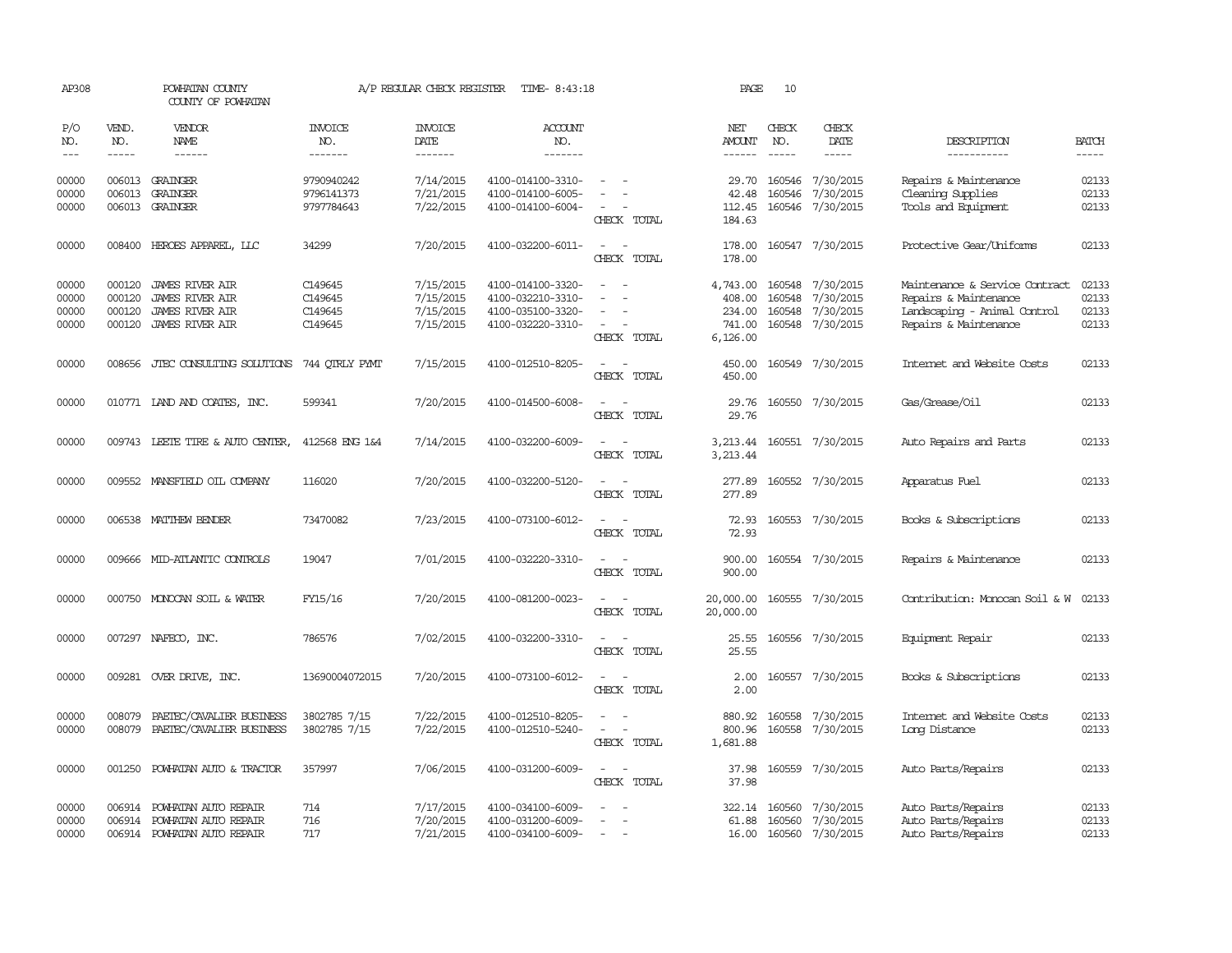AP308 POWHATAN COUNTY A/P REGULAR CHECK REGISTER TIME- 8:43:18 PAGE 10
COUNTY OF POWHATAN

| P/O NO. | VEND. NO. | VENDOR NAME | INVOICE NO. | INVOICE DATE | ACCOUNT NO. | | NET AMOUNT | CHECK NO. | CHECK DATE | DESCRIPTION | BATCH |
|---|---|---|---|---|---|---|---|---|---|---|---|
| 00000 | 006013 | GRAINGER | 9790940242 | 7/14/2015 | 4100-014100-3310- | - - | 29.70 | 160546 | 7/30/2015 | Repairs & Maintenance | 02133 |
| 00000 | 006013 | GRAINGER | 9796141373 | 7/21/2015 | 4100-014100-6005- | - - | 42.48 | 160546 | 7/30/2015 | Cleaning Supplies | 02133 |
| 00000 | 006013 | GRAINGER | 9797784643 | 7/22/2015 | 4100-014100-6004- | - - | 112.45 | 160546 | 7/30/2015 | Tools and Equipment | 02133 |
| | | | | | | CHECK TOTAL | 184.63 | | | | |
| 00000 | 008400 | HEROES APPAREL, LLC | 34299 | 7/20/2015 | 4100-032200-6011- | - - | 178.00 | 160547 | 7/30/2015 | Protective Gear/Uniforms | 02133 |
| | | | | | | CHECK TOTAL | 178.00 | | | | |
| 00000 | 000120 | JAMES RIVER AIR | C149645 | 7/15/2015 | 4100-014100-3320- | - - | 4,743.00 | 160548 | 7/30/2015 | Maintenance & Service Contract | 02133 |
| 00000 | 000120 | JAMES RIVER AIR | C149645 | 7/15/2015 | 4100-032210-3310- | - - | 408.00 | 160548 | 7/30/2015 | Repairs & Maintenance | 02133 |
| 00000 | 000120 | JAMES RIVER AIR | C149645 | 7/15/2015 | 4100-035100-3320- | - - | 234.00 | 160548 | 7/30/2015 | Landscaping - Animal Control | 02133 |
| 00000 | 000120 | JAMES RIVER AIR | C149645 | 7/15/2015 | 4100-032220-3310- | - - | 741.00 | 160548 | 7/30/2015 | Repairs & Maintenance | 02133 |
| | | | | | | CHECK TOTAL | 6,126.00 | | | | |
| 00000 | 008656 | JTEC CONSULTING SOLUTIONS | 744 QTRLY PYMT | 7/15/2015 | 4100-012510-8205- | - - | 450.00 | 160549 | 7/30/2015 | Internet and Website Costs | 02133 |
| | | | | | | CHECK TOTAL | 450.00 | | | | |
| 00000 | 010771 | LAND AND COATES, INC. | 599341 | 7/20/2015 | 4100-014500-6008- | - - | 29.76 | 160550 | 7/30/2015 | Gas/Grease/Oil | 02133 |
| | | | | | | CHECK TOTAL | 29.76 | | | | |
| 00000 | 009743 | LEETE TIRE & AUTO CENTER, | 412568 ENG 1&4 | 7/14/2015 | 4100-032200-6009- | - - | 3,213.44 | 160551 | 7/30/2015 | Auto Repairs and Parts | 02133 |
| | | | | | | CHECK TOTAL | 3,213.44 | | | | |
| 00000 | 009552 | MANSFIELD OIL COMPANY | 116020 | 7/20/2015 | 4100-032200-5120- | - - | 277.89 | 160552 | 7/30/2015 | Apparatus Fuel | 02133 |
| | | | | | | CHECK TOTAL | 277.89 | | | | |
| 00000 | 006538 | MATTHEW BENDER | 73470082 | 7/23/2015 | 4100-073100-6012- | - - | 72.93 | 160553 | 7/30/2015 | Books & Subscriptions | 02133 |
| | | | | | | CHECK TOTAL | 72.93 | | | | |
| 00000 | 009666 | MID-ATLANTIC CONTROLS | 19047 | 7/01/2015 | 4100-032220-3310- | - - | 900.00 | 160554 | 7/30/2015 | Repairs & Maintenance | 02133 |
| | | | | | | CHECK TOTAL | 900.00 | | | | |
| 00000 | 000750 | MONOCAN SOIL & WATER | FY15/16 | 7/20/2015 | 4100-081200-0023- | - - | 20,000.00 | 160555 | 7/30/2015 | Contribution: Monocan Soil & W | 02133 |
| | | | | | | CHECK TOTAL | 20,000.00 | | | | |
| 00000 | 007297 | NAFECO, INC. | 786576 | 7/02/2015 | 4100-032200-3310- | - - | 25.55 | 160556 | 7/30/2015 | Equipment Repair | 02133 |
| | | | | | | CHECK TOTAL | 25.55 | | | | |
| 00000 | 009281 | OVER DRIVE, INC. | 13690004072015 | 7/20/2015 | 4100-073100-6012- | - - | 2.00 | 160557 | 7/30/2015 | Books & Subscriptions | 02133 |
| | | | | | | CHECK TOTAL | 2.00 | | | | |
| 00000 | 008079 | PAETEC/CAVALIER BUSINESS | 3802785 7/15 | 7/22/2015 | 4100-012510-8205- | - - | 880.92 | 160558 | 7/30/2015 | Internet and Website Costs | 02133 |
| 00000 | 008079 | PAETEC/CAVALIER BUSINESS | 3802785 7/15 | 7/22/2015 | 4100-012510-5240- | - - | 800.96 | 160558 | 7/30/2015 | Long Distance | 02133 |
| | | | | | | CHECK TOTAL | 1,681.88 | | | | |
| 00000 | 001250 | POWHATAN AUTO & TRACTOR | 357997 | 7/06/2015 | 4100-031200-6009- | - - | 37.98 | 160559 | 7/30/2015 | Auto Parts/Repairs | 02133 |
| | | | | | | CHECK TOTAL | 37.98 | | | | |
| 00000 | 006914 | POWHATAN AUTO REPAIR | 714 | 7/17/2015 | 4100-034100-6009- | - - | 322.14 | 160560 | 7/30/2015 | Auto Parts/Repairs | 02133 |
| 00000 | 006914 | POWHATAN AUTO REPAIR | 716 | 7/20/2015 | 4100-031200-6009- | - - | 61.88 | 160560 | 7/30/2015 | Auto Parts/Repairs | 02133 |
| 00000 | 006914 | POWHATAN AUTO REPAIR | 717 | 7/21/2015 | 4100-034100-6009- | - - | 16.00 | 160560 | 7/30/2015 | Auto Parts/Repairs | 02133 |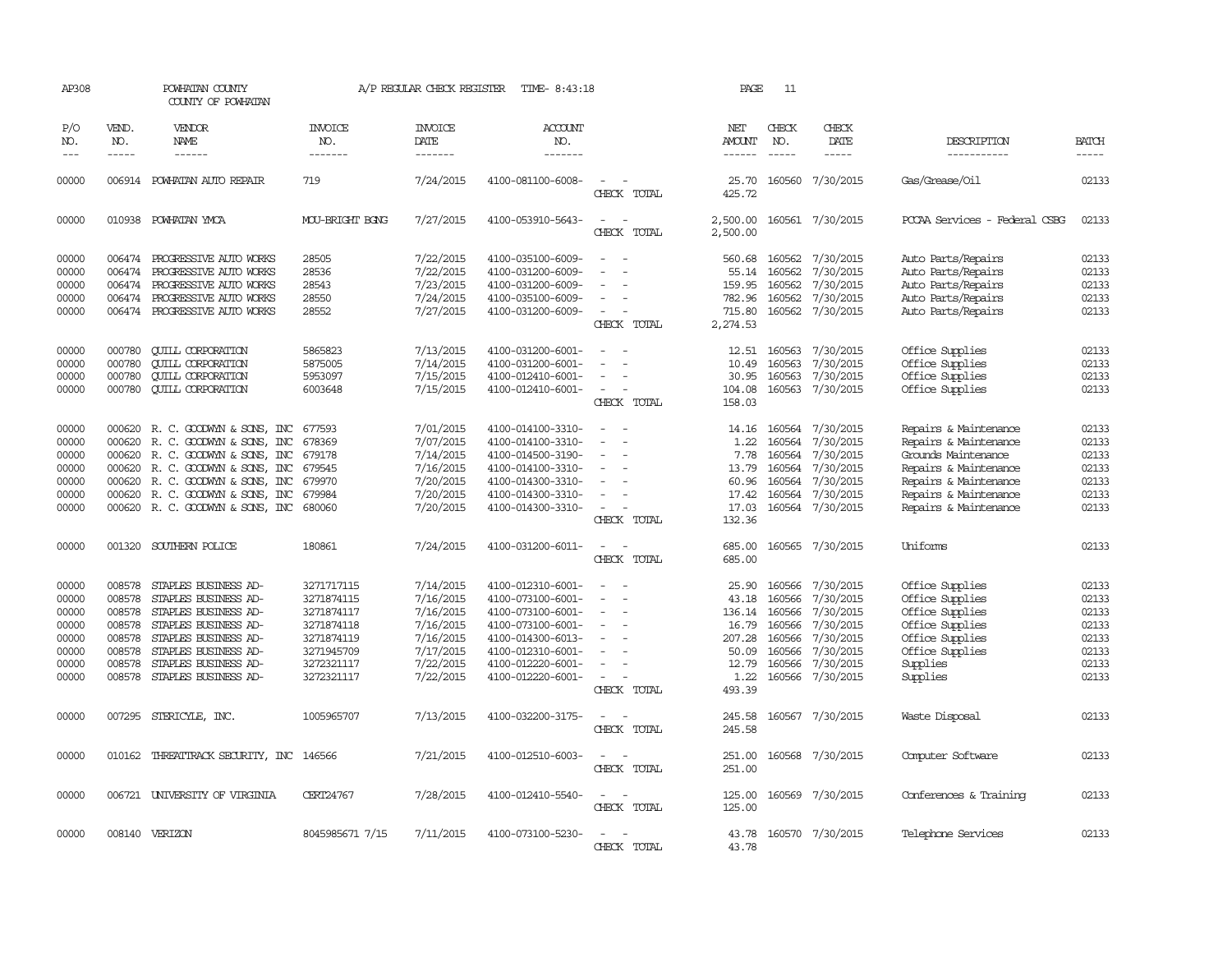AP308 POWHATAN COUNTY COUNTY OF POWHATAN A/P REGULAR CHECK REGISTER TIME- 8:43:18 PAGE 11

| P/O NO. | VEND. NO. | VENDOR NAME | INVOICE NO. | INVOICE DATE | ACCOUNT NO. | | NET AMOUNT | CHECK NO. | CHECK DATE | DESCRIPTION | BATCH |
|---|---|---|---|---|---|---|---|---|---|---|---|
| 00000 | 006914 | POWHATAN AUTO REPAIR | 719 | 7/24/2015 | 4100-081100-6008- | - - | 25.70 | 160560 | 7/30/2015 | Gas/Grease/Oil | 02133 |
| | | | | | | CHECK TOTAL | 425.72 | | | | |
| 00000 | 010938 | POWHATAN YMCA | MOU-BRIGHT BGNG | 7/27/2015 | 4100-053910-5643- | - - | 2,500.00 | 160561 | 7/30/2015 | PCCAA Services - Federal CSBG | 02133 |
| | | | | | | CHECK TOTAL | 2,500.00 | | | | |
| 00000 | 006474 | PROGRESSIVE AUTO WORKS | 28505 | 7/22/2015 | 4100-035100-6009- | - - | 560.68 | 160562 | 7/30/2015 | Auto Parts/Repairs | 02133 |
| 00000 | 006474 | PROGRESSIVE AUTO WORKS | 28536 | 7/22/2015 | 4100-031200-6009- | - - | 55.14 | 160562 | 7/30/2015 | Auto Parts/Repairs | 02133 |
| 00000 | 006474 | PROGRESSIVE AUTO WORKS | 28543 | 7/23/2015 | 4100-031200-6009- | - - | 159.95 | 160562 | 7/30/2015 | Auto Parts/Repairs | 02133 |
| 00000 | 006474 | PROGRESSIVE AUTO WORKS | 28550 | 7/24/2015 | 4100-035100-6009- | - - | 782.96 | 160562 | 7/30/2015 | Auto Parts/Repairs | 02133 |
| 00000 | 006474 | PROGRESSIVE AUTO WORKS | 28552 | 7/27/2015 | 4100-031200-6009- | - - | 715.80 | 160562 | 7/30/2015 | Auto Parts/Repairs | 02133 |
| | | | | | | CHECK TOTAL | 2,274.53 | | | | |
| 00000 | 000780 | QUILL CORPORATION | 5865823 | 7/13/2015 | 4100-031200-6001- | - - | 12.51 | 160563 | 7/30/2015 | Office Supplies | 02133 |
| 00000 | 000780 | QUILL CORPORATION | 5875005 | 7/14/2015 | 4100-031200-6001- | - - | 10.49 | 160563 | 7/30/2015 | Office Supplies | 02133 |
| 00000 | 000780 | QUILL CORPORATION | 5953097 | 7/15/2015 | 4100-012410-6001- | - - | 30.95 | 160563 | 7/30/2015 | Office Supplies | 02133 |
| 00000 | 000780 | QUILL CORPORATION | 6003648 | 7/15/2015 | 4100-012410-6001- | - - | 104.08 | 160563 | 7/30/2015 | Office Supplies | 02133 |
| | | | | | | CHECK TOTAL | 158.03 | | | | |
| 00000 | 000620 | R. C. GOODWYN & SONS, INC | 677593 | 7/01/2015 | 4100-014100-3310- | - - | 14.16 | 160564 | 7/30/2015 | Repairs & Maintenance | 02133 |
| 00000 | 000620 | R. C. GOODWYN & SONS, INC | 678369 | 7/07/2015 | 4100-014100-3310- | - - | 1.22 | 160564 | 7/30/2015 | Repairs & Maintenance | 02133 |
| 00000 | 000620 | R. C. GOODWYN & SONS, INC | 679178 | 7/14/2015 | 4100-014500-3190- | - - | 7.78 | 160564 | 7/30/2015 | Grounds Maintenance | 02133 |
| 00000 | 000620 | R. C. GOODWYN & SONS, INC | 679545 | 7/16/2015 | 4100-014100-3310- | - - | 13.79 | 160564 | 7/30/2015 | Repairs & Maintenance | 02133 |
| 00000 | 000620 | R. C. GOODWYN & SONS, INC | 679970 | 7/20/2015 | 4100-014300-3310- | - - | 60.96 | 160564 | 7/30/2015 | Repairs & Maintenance | 02133 |
| 00000 | 000620 | R. C. GOODWYN & SONS, INC | 679984 | 7/20/2015 | 4100-014300-3310- | - - | 17.42 | 160564 | 7/30/2015 | Repairs & Maintenance | 02133 |
| 00000 | 000620 | R. C. GOODWYN & SONS, INC | 680060 | 7/20/2015 | 4100-014300-3310- | - - | 17.03 | 160564 | 7/30/2015 | Repairs & Maintenance | 02133 |
| | | | | | | CHECK TOTAL | 132.36 | | | | |
| 00000 | 001320 | SOUTHERN POLICE | 180861 | 7/24/2015 | 4100-031200-6011- | - - | 685.00 | 160565 | 7/30/2015 | Uniforms | 02133 |
| | | | | | | CHECK TOTAL | 685.00 | | | | |
| 00000 | 008578 | STAPLES BUSINESS AD- | 3271717115 | 7/14/2015 | 4100-012310-6001- | - - | 25.90 | 160566 | 7/30/2015 | Office Supplies | 02133 |
| 00000 | 008578 | STAPLES BUSINESS AD- | 3271874115 | 7/16/2015 | 4100-073100-6001- | - - | 43.18 | 160566 | 7/30/2015 | Office Supplies | 02133 |
| 00000 | 008578 | STAPLES BUSINESS AD- | 3271874117 | 7/16/2015 | 4100-073100-6001- | - - | 136.14 | 160566 | 7/30/2015 | Office Supplies | 02133 |
| 00000 | 008578 | STAPLES BUSINESS AD- | 3271874118 | 7/16/2015 | 4100-073100-6001- | - - | 16.79 | 160566 | 7/30/2015 | Office Supplies | 02133 |
| 00000 | 008578 | STAPLES BUSINESS AD- | 3271874119 | 7/16/2015 | 4100-014300-6013- | - - | 207.28 | 160566 | 7/30/2015 | Office Supplies | 02133 |
| 00000 | 008578 | STAPLES BUSINESS AD- | 3271945709 | 7/17/2015 | 4100-012310-6001- | - - | 50.09 | 160566 | 7/30/2015 | Office Supplies | 02133 |
| 00000 | 008578 | STAPLES BUSINESS AD- | 3272321117 | 7/22/2015 | 4100-012220-6001- | - - | 12.79 | 160566 | 7/30/2015 | Supplies | 02133 |
| 00000 | 008578 | STAPLES BUSINESS AD- | 3272321117 | 7/22/2015 | 4100-012220-6001- | - - | 1.22 | 160566 | 7/30/2015 | Supplies | 02133 |
| | | | | | | CHECK TOTAL | 493.39 | | | | |
| 00000 | 007295 | STERICYLE, INC. | 1005965707 | 7/13/2015 | 4100-032200-3175- | - - | 245.58 | 160567 | 7/30/2015 | Waste Disposal | 02133 |
| | | | | | | CHECK TOTAL | 245.58 | | | | |
| 00000 | 010162 | THREATTRACK SECURITY, INC | 146566 | 7/21/2015 | 4100-012510-6003- | - - | 251.00 | 160568 | 7/30/2015 | Computer Software | 02133 |
| | | | | | | CHECK TOTAL | 251.00 | | | | |
| 00000 | 006721 | UNIVERSITY OF VIRGINIA | CERT24767 | 7/28/2015 | 4100-012410-5540- | - - | 125.00 | 160569 | 7/30/2015 | Conferences & Training | 02133 |
| | | | | | | CHECK TOTAL | 125.00 | | | | |
| 00000 | 008140 | VERIZON | 8045985671 7/15 | 7/11/2015 | 4100-073100-5230- | - - | 43.78 | 160570 | 7/30/2015 | Telephone Services | 02133 |
| | | | | | | CHECK TOTAL | 43.78 | | | | |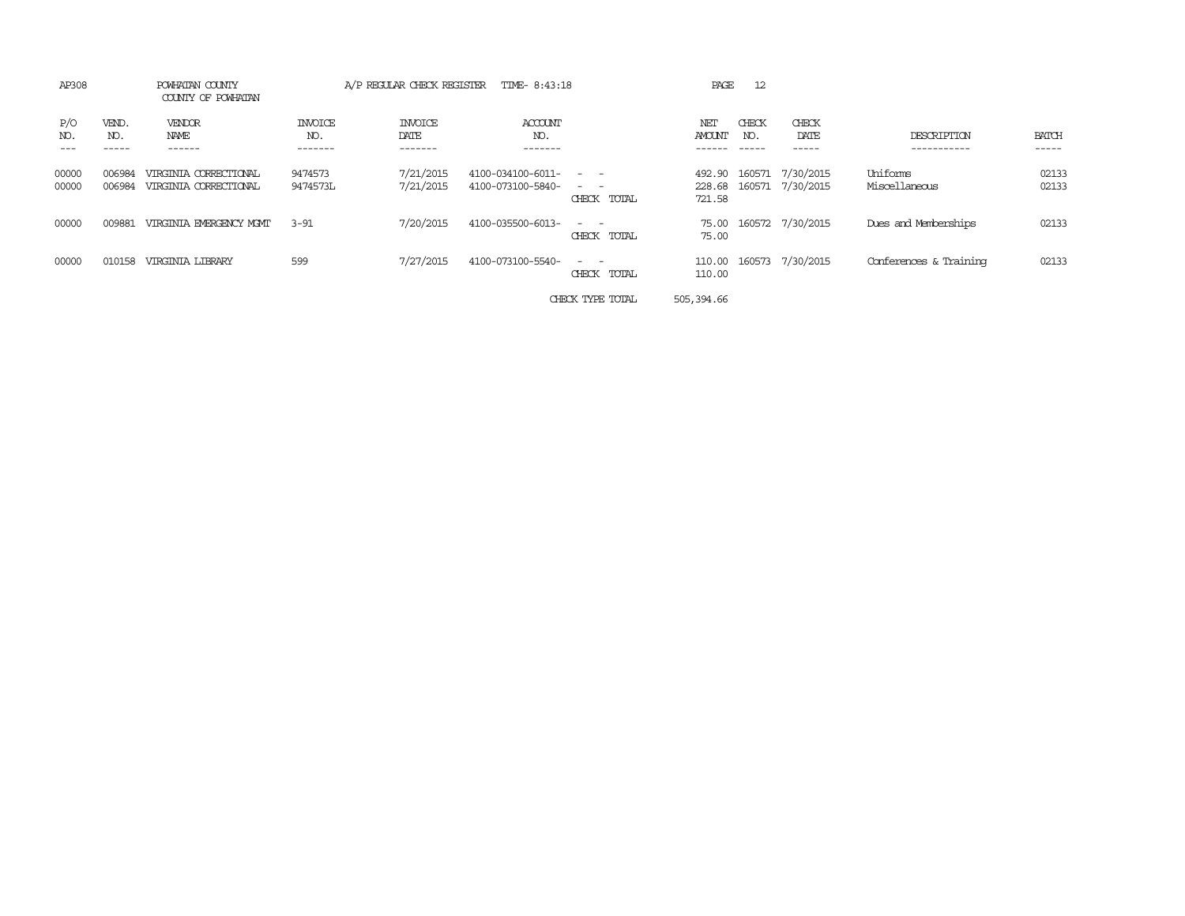AP308 POWHATAN COUNTY A/P REGULAR CHECK REGISTER TIME- 8:43:18 PAGE 12

COUNTY OF POWHATAN

| P/O NO. | VEND. NO. | VENDOR NAME | INVOICE NO. | INVOICE DATE | ACCOUNT NO. | | NET AMOUNT | CHECK NO. | CHECK DATE | DESCRIPTION | BATCH |
|---|---|---|---|---|---|---|---|---|---|---|---|
| 00000 | 006984 | VIRGINIA CORRECTIONAL | 9474573 | 7/21/2015 | 4100-034100-6011- | - - | 492.90 | 160571 | 7/30/2015 | Uniforms | 02133 |
| 00000 | 006984 | VIRGINIA CORRECTIONAL | 9474573L | 7/21/2015 | 4100-073100-5840- | - - | 228.68 | 160571 | 7/30/2015 | Miscellaneous | 02133 |
| | | | | | | CHECK TOTAL | 721.58 | | | | |
| 00000 | 009881 | VIRGINIA EMERGENCY MGMT | 3-91 | 7/20/2015 | 4100-035500-6013- | - - | 75.00 | 160572 | 7/30/2015 | Dues and Memberships | 02133 |
| | | | | | | CHECK TOTAL | 75.00 | | | | |
| 00000 | 010158 | VIRGINIA LIBRARY | 599 | 7/27/2015 | 4100-073100-5540- | - - | 110.00 | 160573 | 7/30/2015 | Conferences & Training | 02133 |
| | | | | | | CHECK TOTAL | 110.00 | | | | |
| | | | | | | CHECK TYPE TOTAL | 505,394.66 | | | | |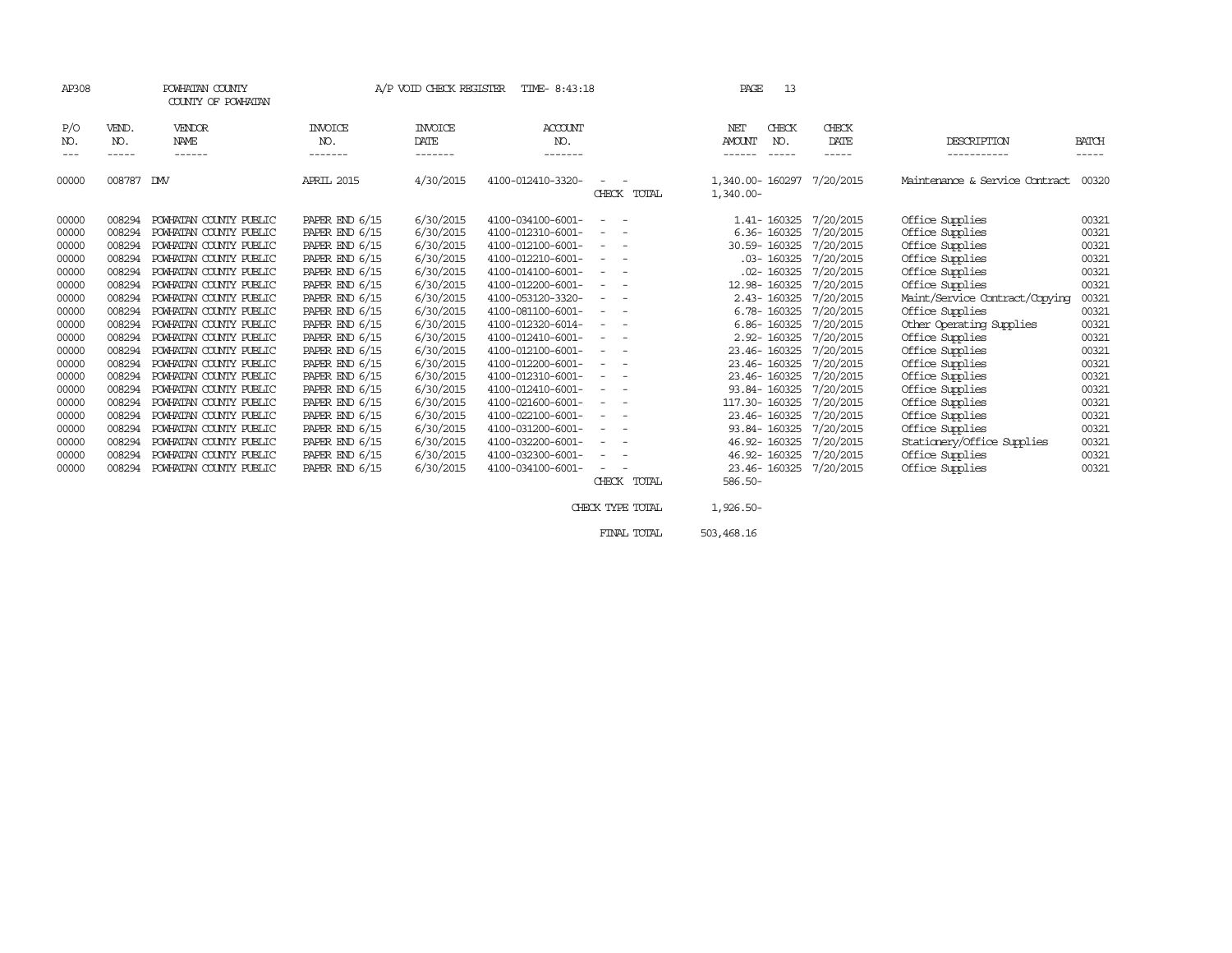AP308 POWHATAN COUNTY A/P VOID CHECK REGISTER TIME- 8:43:18 PAGE 13

COUNTY OF POWHATAN

| P/O NO. | VEND. NO. | VENDOR NAME | INVOICE NO. | INVOICE DATE | ACCOUNT NO. | | NET AMOUNT | CHECK NO. | CHECK DATE | DESCRIPTION | BATCH |
|---|---|---|---|---|---|---|---|---|---|---|---|
| 00000 | 008787 | DMV | APRIL 2015 | 4/30/2015 | 4100-012410-3320- | - - | 1,340.00- | 160297 | 7/20/2015 | Maintenance & Service Contract | 00320 |
| | | | | | | CHECK TOTAL | 1,340.00- | | | | |
| 00000 | 008294 | POWHATAN COUNTY PUBLIC | PAPER END 6/15 | 6/30/2015 | 4100-034100-6001- | - - | 1.41- | 160325 | 7/20/2015 | Office Supplies | 00321 |
| 00000 | 008294 | POWHATAN COUNTY PUBLIC | PAPER END 6/15 | 6/30/2015 | 4100-012310-6001- | - - | 6.36- | 160325 | 7/20/2015 | Office Supplies | 00321 |
| 00000 | 008294 | POWHATAN COUNTY PUBLIC | PAPER END 6/15 | 6/30/2015 | 4100-012100-6001- | - - | 30.59- | 160325 | 7/20/2015 | Office Supplies | 00321 |
| 00000 | 008294 | POWHATAN COUNTY PUBLIC | PAPER END 6/15 | 6/30/2015 | 4100-012210-6001- | - - | .03- | 160325 | 7/20/2015 | Office Supplies | 00321 |
| 00000 | 008294 | POWHATAN COUNTY PUBLIC | PAPER END 6/15 | 6/30/2015 | 4100-014100-6001- | - - | .02- | 160325 | 7/20/2015 | Office Supplies | 00321 |
| 00000 | 008294 | POWHATAN COUNTY PUBLIC | PAPER END 6/15 | 6/30/2015 | 4100-012200-6001- | - - | 12.98- | 160325 | 7/20/2015 | Office Supplies | 00321 |
| 00000 | 008294 | POWHATAN COUNTY PUBLIC | PAPER END 6/15 | 6/30/2015 | 4100-053120-3320- | - - | 2.43- | 160325 | 7/20/2015 | Maint/Service Contract/Copying | 00321 |
| 00000 | 008294 | POWHATAN COUNTY PUBLIC | PAPER END 6/15 | 6/30/2015 | 4100-081100-6001- | - - | 6.78- | 160325 | 7/20/2015 | Office Supplies | 00321 |
| 00000 | 008294 | POWHATAN COUNTY PUBLIC | PAPER END 6/15 | 6/30/2015 | 4100-012320-6014- | - - | 6.86- | 160325 | 7/20/2015 | Other Operating Supplies | 00321 |
| 00000 | 008294 | POWHATAN COUNTY PUBLIC | PAPER END 6/15 | 6/30/2015 | 4100-012410-6001- | - - | 2.92- | 160325 | 7/20/2015 | Office Supplies | 00321 |
| 00000 | 008294 | POWHATAN COUNTY PUBLIC | PAPER END 6/15 | 6/30/2015 | 4100-012100-6001- | - - | 23.46- | 160325 | 7/20/2015 | Office Supplies | 00321 |
| 00000 | 008294 | POWHATAN COUNTY PUBLIC | PAPER END 6/15 | 6/30/2015 | 4100-012200-6001- | - - | 23.46- | 160325 | 7/20/2015 | Office Supplies | 00321 |
| 00000 | 008294 | POWHATAN COUNTY PUBLIC | PAPER END 6/15 | 6/30/2015 | 4100-012310-6001- | - - | 23.46- | 160325 | 7/20/2015 | Office Supplies | 00321 |
| 00000 | 008294 | POWHATAN COUNTY PUBLIC | PAPER END 6/15 | 6/30/2015 | 4100-012410-6001- | - - | 93.84- | 160325 | 7/20/2015 | Office Supplies | 00321 |
| 00000 | 008294 | POWHATAN COUNTY PUBLIC | PAPER END 6/15 | 6/30/2015 | 4100-021600-6001- | - - | 117.30- | 160325 | 7/20/2015 | Office Supplies | 00321 |
| 00000 | 008294 | POWHATAN COUNTY PUBLIC | PAPER END 6/15 | 6/30/2015 | 4100-022100-6001- | - - | 23.46- | 160325 | 7/20/2015 | Office Supplies | 00321 |
| 00000 | 008294 | POWHATAN COUNTY PUBLIC | PAPER END 6/15 | 6/30/2015 | 4100-031200-6001- | - - | 93.84- | 160325 | 7/20/2015 | Office Supplies | 00321 |
| 00000 | 008294 | POWHATAN COUNTY PUBLIC | PAPER END 6/15 | 6/30/2015 | 4100-032200-6001- | - - | 46.92- | 160325 | 7/20/2015 | Stationery/Office Supplies | 00321 |
| 00000 | 008294 | POWHATAN COUNTY PUBLIC | PAPER END 6/15 | 6/30/2015 | 4100-032300-6001- | - - | 46.92- | 160325 | 7/20/2015 | Office Supplies | 00321 |
| 00000 | 008294 | POWHATAN COUNTY PUBLIC | PAPER END 6/15 | 6/30/2015 | 4100-034100-6001- | - - | 23.46- | 160325 | 7/20/2015 | Office Supplies | 00321 |
| | | | | | | CHECK TOTAL | 586.50- | | | | |
| | | | | | | CHECK TYPE TOTAL | 1,926.50- | | | | |
| | | | | | | FINAL TOTAL | 503,468.16 | | | | |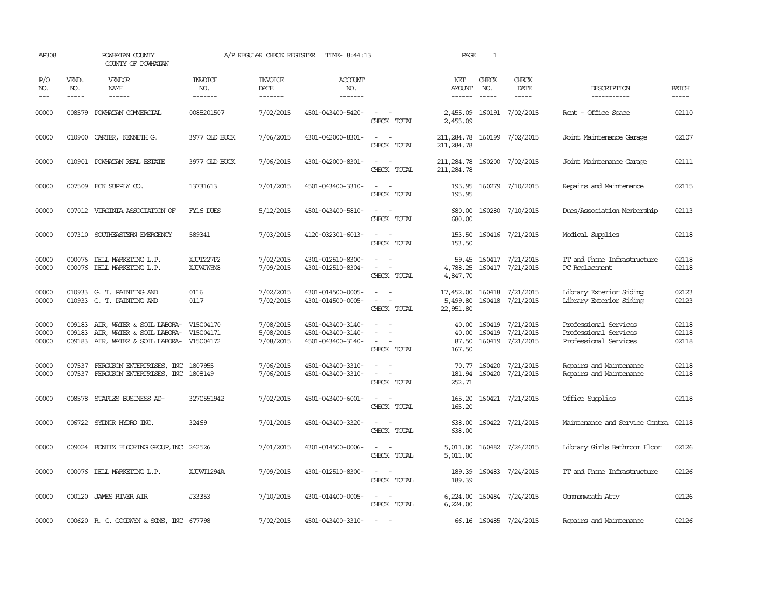AP308 POWHATAN COUNTY COUNTY OF POWHATAN A/P REGULAR CHECK REGISTER TIME- 8:44:13 PAGE 1

| P/O NO. | VEND. NO. | VENDOR NAME | INVOICE NO. | INVOICE DATE | ACCOUNT NO. | | NET AMOUNT | CHECK NO. | CHECK DATE | DESCRIPTION | BATCH |
|---|---|---|---|---|---|---|---|---|---|---|---|
| 00000 | 008579 | POWHATAN COMMERCIAL | 0085201507 | 7/02/2015 | 4501-043400-5420- | - - | 2,455.09 | 160191 | 7/02/2015 | Rent - Office Space | 02110 |
| | | | | | | CHECK TOTAL | 2,455.09 | | | | |
| 00000 | 010900 | CARTER, KENNETH G. | 3977 OLD BUCK | 7/06/2015 | 4301-042000-8301- | - - | 211,284.78 | 160199 | 7/02/2015 | Joint Maintenance Garage | 02107 |
| | | | | | | CHECK TOTAL | 211,284.78 | | | | |
| 00000 | 010901 | POWHATAN REAL ESTATE | 3977 OLD BUCK | 7/06/2015 | 4301-042000-8301- | - - | 211,284.78 | 160200 | 7/02/2015 | Joint Maintenance Garage | 02111 |
| | | | | | | CHECK TOTAL | 211,284.78 | | | | |
| 00000 | 007509 | ECK SUPPLY CO. | 13731613 | 7/01/2015 | 4501-043400-3310- | - - | 195.95 | 160279 | 7/10/2015 | Repairs and Maintenance | 02115 |
| | | | | | | CHECK TOTAL | 195.95 | | | | |
| 00000 | 007012 | VIRGINIA ASSOCIATION OF | FY16 DUES | 5/12/2015 | 4501-043400-5810- | - - | 680.00 | 160280 | 7/10/2015 | Dues/Association Membership | 02113 |
| | | | | | | CHECK TOTAL | 680.00 | | | | |
| 00000 | 007310 | SOUTHEASTERN EMERGENCY | 589341 | 7/03/2015 | 4120-032301-6013- | - - | 153.50 | 160416 | 7/21/2015 | Medical Supplies | 02118 |
| | | | | | | CHECK TOTAL | 153.50 | | | | |
| 00000 | 000076 | DELL MARKETING L.P. | XJPT227P2 | 7/02/2015 | 4301-012510-8300- | - - | 59.45 | 160417 | 7/21/2015 | IT and Phone Infrastructure | 02118 |
| 00000 | 000076 | DELL MARKETING L.P. | XJPWJW9M8 | 7/09/2015 | 4301-012510-8304- | - - | 4,788.25 | 160417 | 7/21/2015 | PC Replacement | 02118 |
| | | | | | | CHECK TOTAL | 4,847.70 | | | | |
| 00000 | 010933 | G. T. PAINTING AND | 0116 | 7/02/2015 | 4301-014500-0005- | - - | 17,452.00 | 160418 | 7/21/2015 | Library Exterior Siding | 02123 |
| 00000 | 010933 | G. T. PAINTING AND | 0117 | 7/02/2015 | 4301-014500-0005- | - - | 5,499.80 | 160418 | 7/21/2015 | Library Exterior Siding | 02123 |
| | | | | | | CHECK TOTAL | 22,951.80 | | | | |
| 00000 | 009183 | AIR, WATER & SOIL LABORA- | V15004170 | 7/08/2015 | 4501-043400-3140- | - - | 40.00 | 160419 | 7/21/2015 | Professional Services | 02118 |
| 00000 | 009183 | AIR, WATER & SOIL LABORA- | V15004171 | 5/08/2015 | 4501-043400-3140- | - - | 40.00 | 160419 | 7/21/2015 | Professional Services | 02118 |
| 00000 | 009183 | AIR, WATER & SOIL LABORA- | V15004172 | 7/08/2015 | 4501-043400-3140- | - - | 87.50 | 160419 | 7/21/2015 | Professional Services | 02118 |
| | | | | | | CHECK TOTAL | 167.50 | | | | |
| 00000 | 007537 | FERGUSON ENTERPRISES, INC | 1807955 | 7/06/2015 | 4501-043400-3310- | - - | 70.77 | 160420 | 7/21/2015 | Repairs and Maintenance | 02118 |
| 00000 | 007537 | FERGUSON ENTERPRISES, INC | 1808149 | 7/06/2015 | 4501-043400-3310- | - - | 181.94 | 160420 | 7/21/2015 | Repairs and Maintenance | 02118 |
| | | | | | | CHECK TOTAL | 252.71 | | | | |
| 00000 | 008578 | STAPLES BUSINESS AD- | 3270551942 | 7/02/2015 | 4501-043400-6001- | - - | 165.20 | 160421 | 7/21/2015 | Office Supplies | 02118 |
| | | | | | | CHECK TOTAL | 165.20 | | | | |
| 00000 | 006722 | SYDNOR HYDRO INC. | 32469 | 7/01/2015 | 4501-043400-3320- | - - | 638.00 | 160422 | 7/21/2015 | Maintenance and Service Contra | 02118 |
| | | | | | | CHECK TOTAL | 638.00 | | | | |
| 00000 | 009024 | BONITZ FLOORING GROUP,INC | 242526 | 7/01/2015 | 4301-014500-0006- | - - | 5,011.00 | 160482 | 7/24/2015 | Library Girls Bathroom Floor | 02126 |
| | | | | | | CHECK TOTAL | 5,011.00 | | | | |
| 00000 | 000076 | DELL MARKETING L.P. | XJPWT1294A | 7/09/2015 | 4301-012510-8300- | - - | 189.39 | 160483 | 7/24/2015 | IT and Phone Infrastructure | 02126 |
| | | | | | | CHECK TOTAL | 189.39 | | | | |
| 00000 | 000120 | JAMES RIVER AIR | J33353 | 7/10/2015 | 4301-014400-0005- | - - | 6,224.00 | 160484 | 7/24/2015 | Commonweath Atty | 02126 |
| | | | | | | CHECK TOTAL | 6,224.00 | | | | |
| 00000 | 000620 | R. C. GOODWYN & SONS, INC | 677798 | 7/02/2015 | 4501-043400-3310- | - - | 66.16 | 160485 | 7/24/2015 | Repairs and Maintenance | 02126 |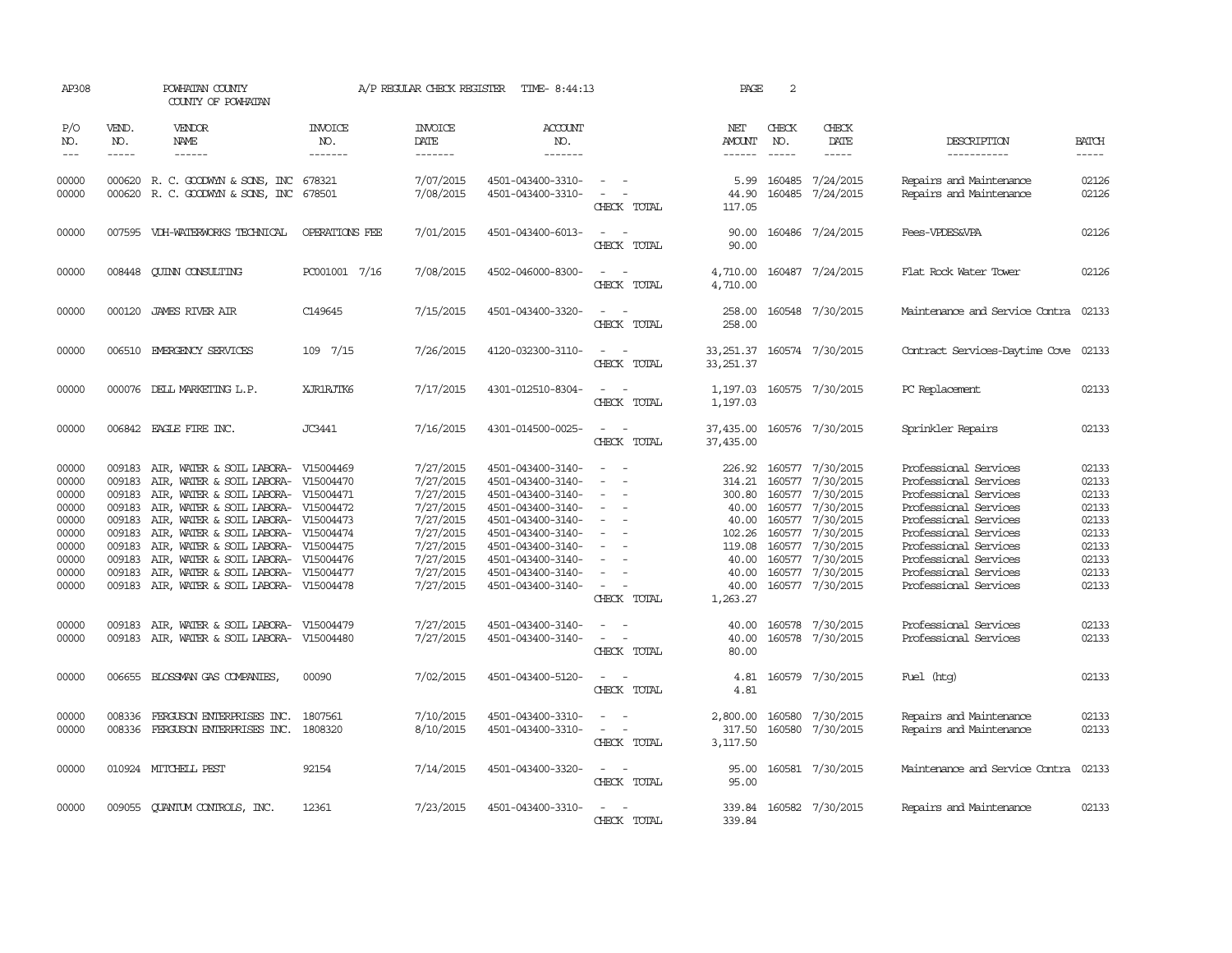AP308 POWHATAN COUNTY A/P REGULAR CHECK REGISTER TIME- 8:44:13 PAGE 2

COUNTY OF POWHATAN

| P/O NO. | VEND. NO. | VENDOR NAME | INVOICE NO. | INVOICE DATE | ACCOUNT NO. | | NET AMOUNT | CHECK NO. | CHECK DATE | DESCRIPTION | BATCH |
|---|---|---|---|---|---|---|---|---|---|---|---|
| 00000 | 000620 | R. C. GOODWYN & SONS, INC | 678321 | 7/07/2015 | 4501-043400-3310- | - - | 5.99 | 160485 | 7/24/2015 | Repairs and Maintenance | 02126 |
| 00000 | 000620 | R. C. GOODWYN & SONS, INC | 678501 | 7/08/2015 | 4501-043400-3310- | - - | 44.90 | 160485 | 7/24/2015 | Repairs and Maintenance | 02126 |
| | | | | | | CHECK TOTAL | 117.05 | | | | |
| 00000 | 007595 | VDH-WATERWORKS TECHNICAL | OPERATIONS FEE | 7/01/2015 | 4501-043400-6013- | - - | 90.00 | 160486 | 7/24/2015 | Fees-VPDES&VPA | 02126 |
| | | | | | | CHECK TOTAL | 90.00 | | | | |
| 00000 | 008448 | QUINN CONSULTING | PC001001 7/16 | 7/08/2015 | 4502-046000-8300- | - - | 4,710.00 | 160487 | 7/24/2015 | Flat Rock Water Tower | 02126 |
| | | | | | | CHECK TOTAL | 4,710.00 | | | | |
| 00000 | 000120 | JAMES RIVER AIR | C149645 | 7/15/2015 | 4501-043400-3320- | - - | 258.00 | 160548 | 7/30/2015 | Maintenance and Service Contra | 02133 |
| | | | | | | CHECK TOTAL | 258.00 | | | | |
| 00000 | 006510 | EMERGENCY SERVICES | 109 7/15 | 7/26/2015 | 4120-032300-3110- | - - | 33,251.37 | 160574 | 7/30/2015 | Contract Services-Daytime Cove | 02133 |
| | | | | | | CHECK TOTAL | 33,251.37 | | | | |
| 00000 | 000076 | DELL MARKETING L.P. | XJR1RJTK6 | 7/17/2015 | 4301-012510-8304- | - - | 1,197.03 | 160575 | 7/30/2015 | PC Replacement | 02133 |
| | | | | | | CHECK TOTAL | 1,197.03 | | | | |
| 00000 | 006842 | EAGLE FIRE INC. | JC3441 | 7/16/2015 | 4301-014500-0025- | - - | 37,435.00 | 160576 | 7/30/2015 | Sprinkler Repairs | 02133 |
| | | | | | | CHECK TOTAL | 37,435.00 | | | | |
| 00000 | 009183 | AIR, WATER & SOIL LABORA- | V15004469 | 7/27/2015 | 4501-043400-3140- | - - | 226.92 | 160577 | 7/30/2015 | Professional Services | 02133 |
| 00000 | 009183 | AIR, WATER & SOIL LABORA- | V15004470 | 7/27/2015 | 4501-043400-3140- | - - | 314.21 | 160577 | 7/30/2015 | Professional Services | 02133 |
| 00000 | 009183 | AIR, WATER & SOIL LABORA- | V15004471 | 7/27/2015 | 4501-043400-3140- | - - | 300.80 | 160577 | 7/30/2015 | Professional Services | 02133 |
| 00000 | 009183 | AIR, WATER & SOIL LABORA- | V15004472 | 7/27/2015 | 4501-043400-3140- | - - | 40.00 | 160577 | 7/30/2015 | Professional Services | 02133 |
| 00000 | 009183 | AIR, WATER & SOIL LABORA- | V15004473 | 7/27/2015 | 4501-043400-3140- | - - | 40.00 | 160577 | 7/30/2015 | Professional Services | 02133 |
| 00000 | 009183 | AIR, WATER & SOIL LABORA- | V15004474 | 7/27/2015 | 4501-043400-3140- | - - | 102.26 | 160577 | 7/30/2015 | Professional Services | 02133 |
| 00000 | 009183 | AIR, WATER & SOIL LABORA- | V15004475 | 7/27/2015 | 4501-043400-3140- | - - | 119.08 | 160577 | 7/30/2015 | Professional Services | 02133 |
| 00000 | 009183 | AIR, WATER & SOIL LABORA- | V15004476 | 7/27/2015 | 4501-043400-3140- | - - | 40.00 | 160577 | 7/30/2015 | Professional Services | 02133 |
| 00000 | 009183 | AIR, WATER & SOIL LABORA- | V15004477 | 7/27/2015 | 4501-043400-3140- | - - | 40.00 | 160577 | 7/30/2015 | Professional Services | 02133 |
| 00000 | 009183 | AIR, WATER & SOIL LABORA- | V15004478 | 7/27/2015 | 4501-043400-3140- | - - | 40.00 | 160577 | 7/30/2015 | Professional Services | 02133 |
| | | | | | | CHECK TOTAL | 1,263.27 | | | | |
| 00000 | 009183 | AIR, WATER & SOIL LABORA- | V15004479 | 7/27/2015 | 4501-043400-3140- | - - | 40.00 | 160578 | 7/30/2015 | Professional Services | 02133 |
| 00000 | 009183 | AIR, WATER & SOIL LABORA- | V15004480 | 7/27/2015 | 4501-043400-3140- | - - | 40.00 | 160578 | 7/30/2015 | Professional Services | 02133 |
| | | | | | | CHECK TOTAL | 80.00 | | | | |
| 00000 | 006655 | BLOSSMAN GAS COMPANIES, | 00090 | 7/02/2015 | 4501-043400-5120- | - - | 4.81 | 160579 | 7/30/2015 | Fuel (htg) | 02133 |
| | | | | | | CHECK TOTAL | 4.81 | | | | |
| 00000 | 008336 | FERGUSON ENTERPRISES INC. | 1807561 | 7/10/2015 | 4501-043400-3310- | - - | 2,800.00 | 160580 | 7/30/2015 | Repairs and Maintenance | 02133 |
| 00000 | 008336 | FERGUSON ENTERPRISES INC. | 1808320 | 8/10/2015 | 4501-043400-3310- | - - | 317.50 | 160580 | 7/30/2015 | Repairs and Maintenance | 02133 |
| | | | | | | CHECK TOTAL | 3,117.50 | | | | |
| 00000 | 010924 | MITCHELL PEST | 92154 | 7/14/2015 | 4501-043400-3320- | - - | 95.00 | 160581 | 7/30/2015 | Maintenance and Service Contra | 02133 |
| | | | | | | CHECK TOTAL | 95.00 | | | | |
| 00000 | 009055 | QUANTUM CONTROLS, INC. | 12361 | 7/23/2015 | 4501-043400-3310- | - - | 339.84 | 160582 | 7/30/2015 | Repairs and Maintenance | 02133 |
| | | | | | | CHECK TOTAL | 339.84 | | | | |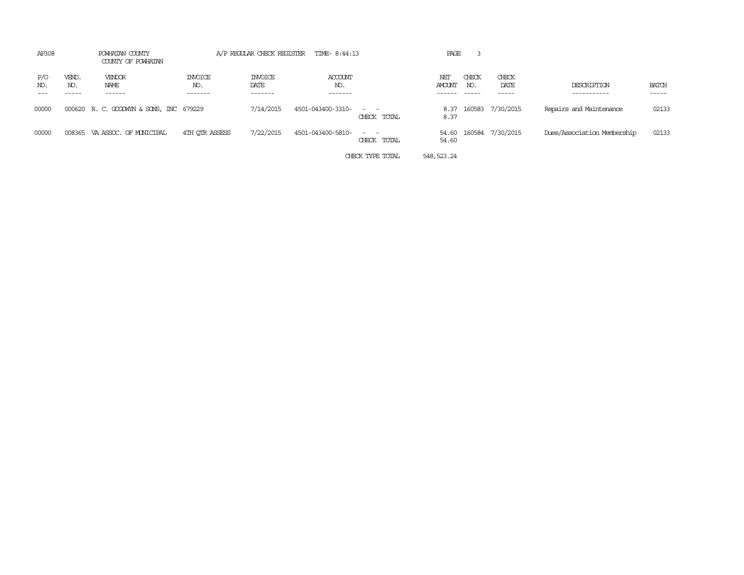AP308 POWHATAN COUNTY A/P REGULAR CHECK REGISTER TIME- 8:44:13 PAGE 3

COUNTY OF POWHATAN

| P/O NO. | VEND. NO. | VENDOR NAME | INVOICE NO. | INVOICE DATE | ACCOUNT NO. | | NET AMOUNT | CHECK NO. | CHECK DATE | DESCRIPTION | BATCH |
|---|---|---|---|---|---|---|---|---|---|---|---|
| 00000 | 000620 | R. C. GOODWYN & SONS, INC | 679229 | 7/14/2015 | 4501-043400-3310- | - - | 8.37 | 160583 | 7/30/2015 | Repairs and Maintenance | 02133 |
| | | | | | | CHECK TOTAL | 8.37 | | | | |
| 00000 | 008365 | VA ASSOC. OF MUNICIPAL | 4TH QTR ASSESS | 7/22/2015 | 4501-043400-5810- | - - | 54.60 | 160584 | 7/30/2015 | Dues/Association Membership | 02133 |
| | | | | | | CHECK TOTAL | 54.60 | | | | |
| | | | | | | CHECK TYPE TOTAL | 548,523.24 | | | | |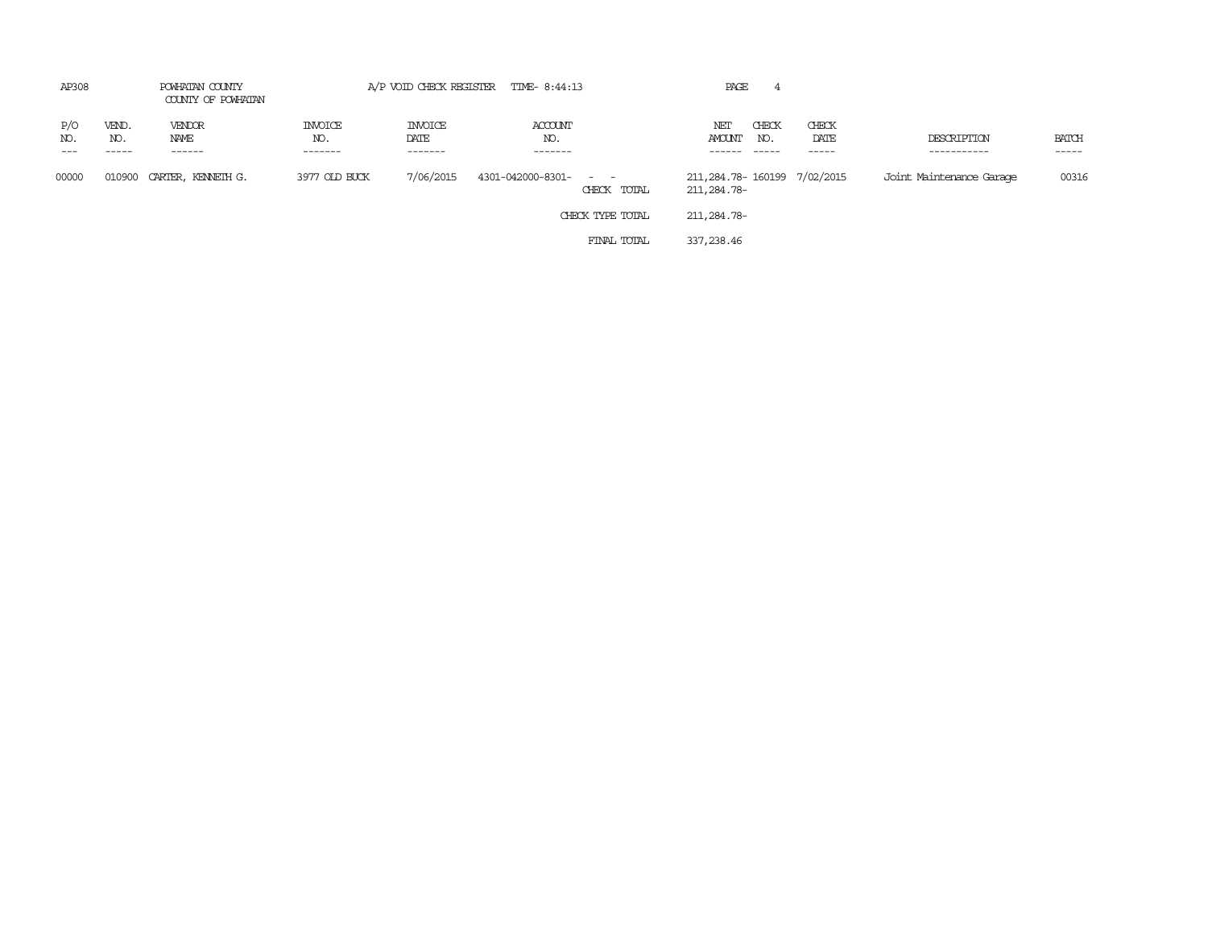AP308 POWHATAN COUNTY A/P VOID CHECK REGISTER TIME- 8:44:13

COUNTY OF POWHATAN

| P/O NO. | VEND. NO. | VENDOR NAME | INVOICE NO. | INVOICE DATE | ACCOUNT NO. | | NET AMOUNT | CHECK NO. | CHECK DATE | DESCRIPTION | BATCH |
|---|---|---|---|---|---|---|---|---|---|---|---|
| 00000 | 010900 | CARTER, KENNETH G. | 3977 OLD BUCK | 7/06/2015 | 4301-042000-8301- - - | | 211,284.78- | 160199 | 7/02/2015 | Joint Maintenance Garage | 00316 |
| | | | | | | CHECK TOTAL | 211,284.78- | | | | |
| | | | | | | CHECK TYPE TOTAL | 211,284.78- | | | | |
| | | | | | | FINAL TOTAL | 337,238.46 | | | | |